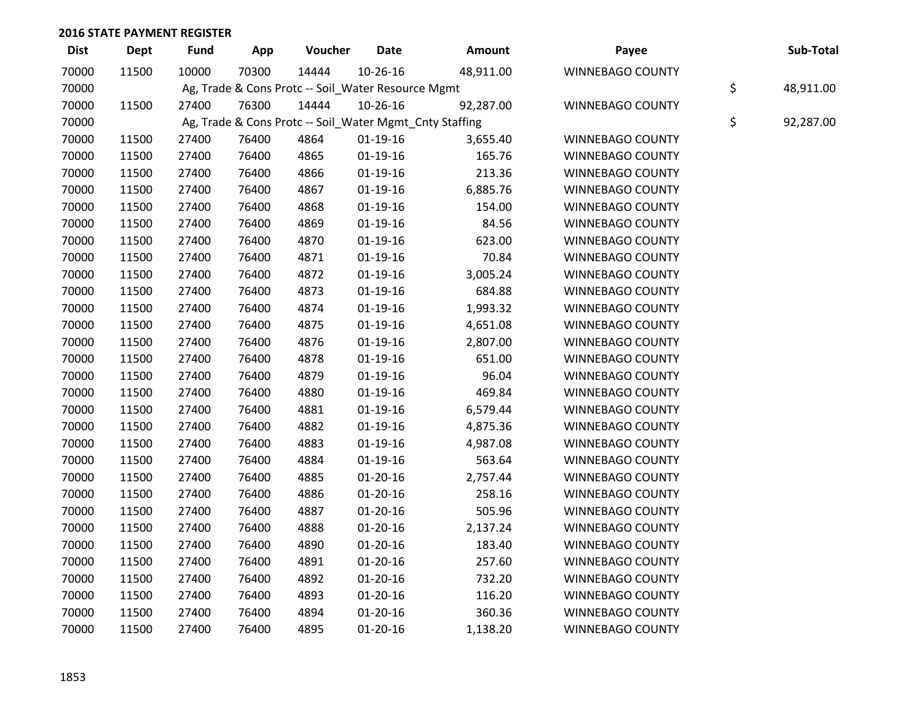## 2016 STATE PAYMENT REGISTER

| Dist | Dept | Fund | App | Voucher | Date | Amount | Payee | Sub-Total |
|---|---|---|---|---|---|---|---|---|
| 70000 | 11500 | 10000 | 70300 | 14444 | 10-26-16 | 48,911.00 | WINNEBAGO COUNTY | |
| 70000 | | Ag, Trade & Cons Protc -- Soil_Water Resource Mgmt | | | | | | $ 48,911.00 |
| 70000 | 11500 | 27400 | 76300 | 14444 | 10-26-16 | 92,287.00 | WINNEBAGO COUNTY | |
| 70000 | | Ag, Trade & Cons Protc -- Soil_Water Mgmt_Cnty Staffing | | | | | | $ 92,287.00 |
| 70000 | 11500 | 27400 | 76400 | 4864 | 01-19-16 | 3,655.40 | WINNEBAGO COUNTY | |
| 70000 | 11500 | 27400 | 76400 | 4865 | 01-19-16 | 165.76 | WINNEBAGO COUNTY | |
| 70000 | 11500 | 27400 | 76400 | 4866 | 01-19-16 | 213.36 | WINNEBAGO COUNTY | |
| 70000 | 11500 | 27400 | 76400 | 4867 | 01-19-16 | 6,885.76 | WINNEBAGO COUNTY | |
| 70000 | 11500 | 27400 | 76400 | 4868 | 01-19-16 | 154.00 | WINNEBAGO COUNTY | |
| 70000 | 11500 | 27400 | 76400 | 4869 | 01-19-16 | 84.56 | WINNEBAGO COUNTY | |
| 70000 | 11500 | 27400 | 76400 | 4870 | 01-19-16 | 623.00 | WINNEBAGO COUNTY | |
| 70000 | 11500 | 27400 | 76400 | 4871 | 01-19-16 | 70.84 | WINNEBAGO COUNTY | |
| 70000 | 11500 | 27400 | 76400 | 4872 | 01-19-16 | 3,005.24 | WINNEBAGO COUNTY | |
| 70000 | 11500 | 27400 | 76400 | 4873 | 01-19-16 | 684.88 | WINNEBAGO COUNTY | |
| 70000 | 11500 | 27400 | 76400 | 4874 | 01-19-16 | 1,993.32 | WINNEBAGO COUNTY | |
| 70000 | 11500 | 27400 | 76400 | 4875 | 01-19-16 | 4,651.08 | WINNEBAGO COUNTY | |
| 70000 | 11500 | 27400 | 76400 | 4876 | 01-19-16 | 2,807.00 | WINNEBAGO COUNTY | |
| 70000 | 11500 | 27400 | 76400 | 4878 | 01-19-16 | 651.00 | WINNEBAGO COUNTY | |
| 70000 | 11500 | 27400 | 76400 | 4879 | 01-19-16 | 96.04 | WINNEBAGO COUNTY | |
| 70000 | 11500 | 27400 | 76400 | 4880 | 01-19-16 | 469.84 | WINNEBAGO COUNTY | |
| 70000 | 11500 | 27400 | 76400 | 4881 | 01-19-16 | 6,579.44 | WINNEBAGO COUNTY | |
| 70000 | 11500 | 27400 | 76400 | 4882 | 01-19-16 | 4,875.36 | WINNEBAGO COUNTY | |
| 70000 | 11500 | 27400 | 76400 | 4883 | 01-19-16 | 4,987.08 | WINNEBAGO COUNTY | |
| 70000 | 11500 | 27400 | 76400 | 4884 | 01-19-16 | 563.64 | WINNEBAGO COUNTY | |
| 70000 | 11500 | 27400 | 76400 | 4885 | 01-20-16 | 2,757.44 | WINNEBAGO COUNTY | |
| 70000 | 11500 | 27400 | 76400 | 4886 | 01-20-16 | 258.16 | WINNEBAGO COUNTY | |
| 70000 | 11500 | 27400 | 76400 | 4887 | 01-20-16 | 505.96 | WINNEBAGO COUNTY | |
| 70000 | 11500 | 27400 | 76400 | 4888 | 01-20-16 | 2,137.24 | WINNEBAGO COUNTY | |
| 70000 | 11500 | 27400 | 76400 | 4890 | 01-20-16 | 183.40 | WINNEBAGO COUNTY | |
| 70000 | 11500 | 27400 | 76400 | 4891 | 01-20-16 | 257.60 | WINNEBAGO COUNTY | |
| 70000 | 11500 | 27400 | 76400 | 4892 | 01-20-16 | 732.20 | WINNEBAGO COUNTY | |
| 70000 | 11500 | 27400 | 76400 | 4893 | 01-20-16 | 116.20 | WINNEBAGO COUNTY | |
| 70000 | 11500 | 27400 | 76400 | 4894 | 01-20-16 | 360.36 | WINNEBAGO COUNTY | |
| 70000 | 11500 | 27400 | 76400 | 4895 | 01-20-16 | 1,138.20 | WINNEBAGO COUNTY | |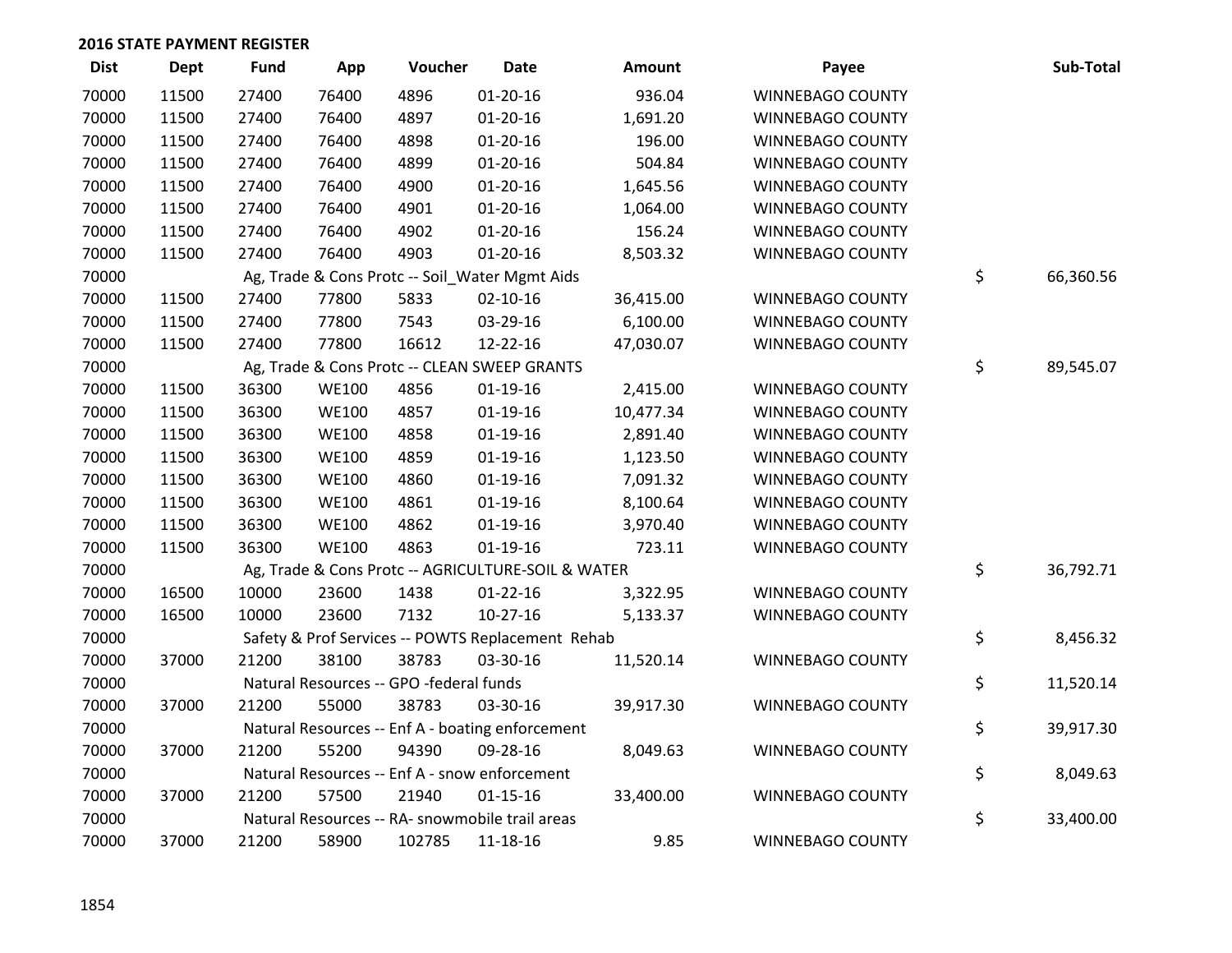**2016 STATE PAYMENT REGISTER**

| Dist | Dept | Fund | App | Voucher | Date | Amount | Payee | Sub-Total |
|---|---|---|---|---|---|---|---|---|
| 70000 | 11500 | 27400 | 76400 | 4896 | 01-20-16 | 936.04 | WINNEBAGO COUNTY | |
| 70000 | 11500 | 27400 | 76400 | 4897 | 01-20-16 | 1,691.20 | WINNEBAGO COUNTY | |
| 70000 | 11500 | 27400 | 76400 | 4898 | 01-20-16 | 196.00 | WINNEBAGO COUNTY | |
| 70000 | 11500 | 27400 | 76400 | 4899 | 01-20-16 | 504.84 | WINNEBAGO COUNTY | |
| 70000 | 11500 | 27400 | 76400 | 4900 | 01-20-16 | 1,645.56 | WINNEBAGO COUNTY | |
| 70000 | 11500 | 27400 | 76400 | 4901 | 01-20-16 | 1,064.00 | WINNEBAGO COUNTY | |
| 70000 | 11500 | 27400 | 76400 | 4902 | 01-20-16 | 156.24 | WINNEBAGO COUNTY | |
| 70000 | 11500 | 27400 | 76400 | 4903 | 01-20-16 | 8,503.32 | WINNEBAGO COUNTY | |
| 70000 | | Ag, Trade & Cons Protc -- Soil_Water Mgmt Aids | | | | | | $ 66,360.56 |
| 70000 | 11500 | 27400 | 77800 | 5833 | 02-10-16 | 36,415.00 | WINNEBAGO COUNTY | |
| 70000 | 11500 | 27400 | 77800 | 7543 | 03-29-16 | 6,100.00 | WINNEBAGO COUNTY | |
| 70000 | 11500 | 27400 | 77800 | 16612 | 12-22-16 | 47,030.07 | WINNEBAGO COUNTY | |
| 70000 | | Ag, Trade & Cons Protc -- CLEAN SWEEP GRANTS | | | | | | $ 89,545.07 |
| 70000 | 11500 | 36300 | WE100 | 4856 | 01-19-16 | 2,415.00 | WINNEBAGO COUNTY | |
| 70000 | 11500 | 36300 | WE100 | 4857 | 01-19-16 | 10,477.34 | WINNEBAGO COUNTY | |
| 70000 | 11500 | 36300 | WE100 | 4858 | 01-19-16 | 2,891.40 | WINNEBAGO COUNTY | |
| 70000 | 11500 | 36300 | WE100 | 4859 | 01-19-16 | 1,123.50 | WINNEBAGO COUNTY | |
| 70000 | 11500 | 36300 | WE100 | 4860 | 01-19-16 | 7,091.32 | WINNEBAGO COUNTY | |
| 70000 | 11500 | 36300 | WE100 | 4861 | 01-19-16 | 8,100.64 | WINNEBAGO COUNTY | |
| 70000 | 11500 | 36300 | WE100 | 4862 | 01-19-16 | 3,970.40 | WINNEBAGO COUNTY | |
| 70000 | 11500 | 36300 | WE100 | 4863 | 01-19-16 | 723.11 | WINNEBAGO COUNTY | |
| 70000 | | Ag, Trade & Cons Protc -- AGRICULTURE-SOIL & WATER | | | | | | $ 36,792.71 |
| 70000 | 16500 | 10000 | 23600 | 1438 | 01-22-16 | 3,322.95 | WINNEBAGO COUNTY | |
| 70000 | 16500 | 10000 | 23600 | 7132 | 10-27-16 | 5,133.37 | WINNEBAGO COUNTY | |
| 70000 | | Safety & Prof Services -- POWTS Replacement Rehab | | | | | | $ 8,456.32 |
| 70000 | 37000 | 21200 | 38100 | 38783 | 03-30-16 | 11,520.14 | WINNEBAGO COUNTY | |
| 70000 | | Natural Resources -- GPO -federal funds | | | | | | $ 11,520.14 |
| 70000 | 37000 | 21200 | 55000 | 38783 | 03-30-16 | 39,917.30 | WINNEBAGO COUNTY | |
| 70000 | | Natural Resources -- Enf A - boating enforcement | | | | | | $ 39,917.30 |
| 70000 | 37000 | 21200 | 55200 | 94390 | 09-28-16 | 8,049.63 | WINNEBAGO COUNTY | |
| 70000 | | Natural Resources -- Enf A - snow enforcement | | | | | | $ 8,049.63 |
| 70000 | 37000 | 21200 | 57500 | 21940 | 01-15-16 | 33,400.00 | WINNEBAGO COUNTY | |
| 70000 | | Natural Resources -- RA- snowmobile trail areas | | | | | | $ 33,400.00 |
| 70000 | 37000 | 21200 | 58900 | 102785 | 11-18-16 | 9.85 | WINNEBAGO COUNTY | |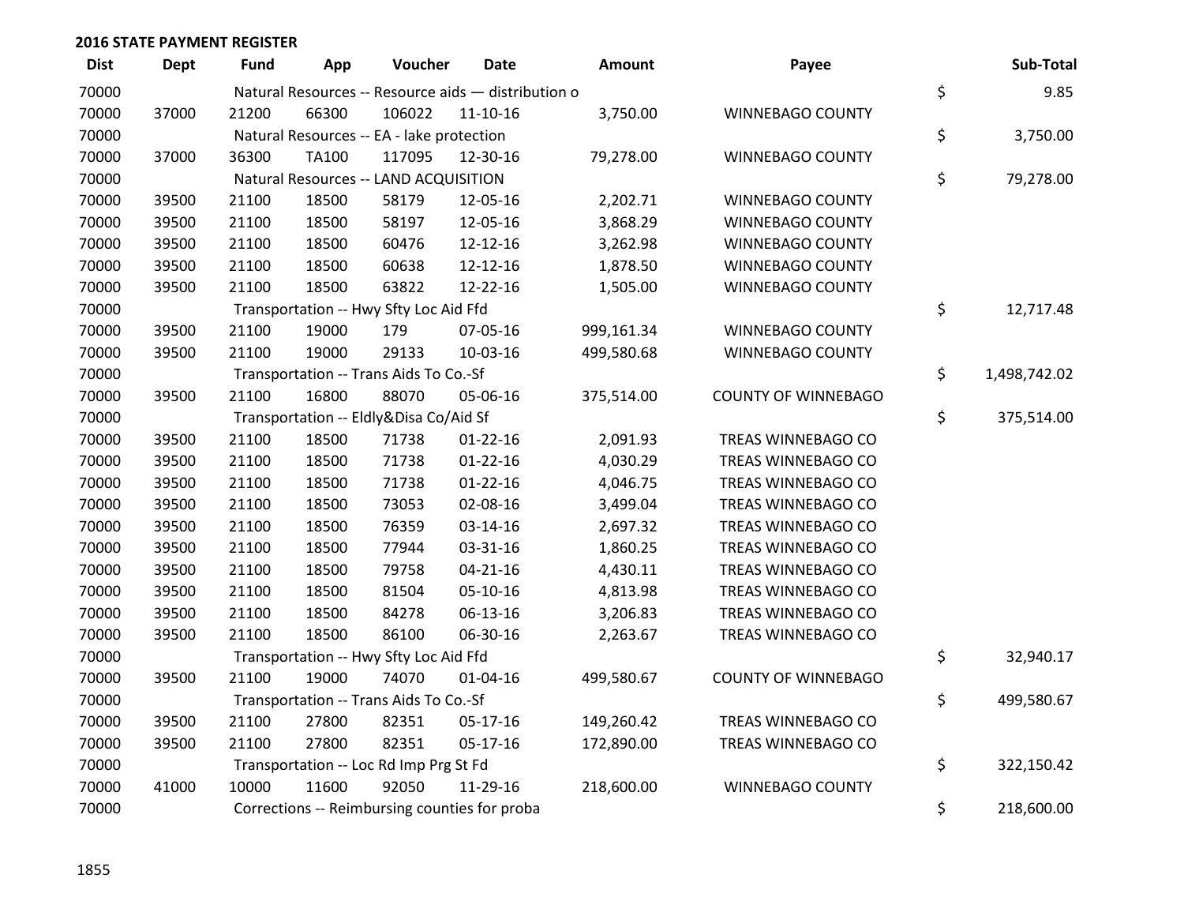## 2016 STATE PAYMENT REGISTER

| Dist | Dept | Fund | App | Voucher | Date | Amount | Payee | Sub-Total |
|---|---|---|---|---|---|---|---|---|
| 70000 | | Natural Resources -- Resource aids — distribution o | | | | | | $ 9.85 |
| 70000 | 37000 | 21200 | 66300 | 106022 | 11-10-16 | 3,750.00 | WINNEBAGO COUNTY | |
| 70000 | | Natural Resources -- EA - lake protection | | | | | | $ 3,750.00 |
| 70000 | 37000 | 36300 | TA100 | 117095 | 12-30-16 | 79,278.00 | WINNEBAGO COUNTY | |
| 70000 | | Natural Resources -- LAND ACQUISITION | | | | | | $ 79,278.00 |
| 70000 | 39500 | 21100 | 18500 | 58179 | 12-05-16 | 2,202.71 | WINNEBAGO COUNTY | |
| 70000 | 39500 | 21100 | 18500 | 58197 | 12-05-16 | 3,868.29 | WINNEBAGO COUNTY | |
| 70000 | 39500 | 21100 | 18500 | 60476 | 12-12-16 | 3,262.98 | WINNEBAGO COUNTY | |
| 70000 | 39500 | 21100 | 18500 | 60638 | 12-12-16 | 1,878.50 | WINNEBAGO COUNTY | |
| 70000 | 39500 | 21100 | 18500 | 63822 | 12-22-16 | 1,505.00 | WINNEBAGO COUNTY | |
| 70000 | | Transportation -- Hwy Sfty Loc Aid Ffd | | | | | | $ 12,717.48 |
| 70000 | 39500 | 21100 | 19000 | 179 | 07-05-16 | 999,161.34 | WINNEBAGO COUNTY | |
| 70000 | 39500 | 21100 | 19000 | 29133 | 10-03-16 | 499,580.68 | WINNEBAGO COUNTY | |
| 70000 | | Transportation -- Trans Aids To Co.-Sf | | | | | | $ 1,498,742.02 |
| 70000 | 39500 | 21100 | 16800 | 88070 | 05-06-16 | 375,514.00 | COUNTY OF WINNEBAGO | |
| 70000 | | Transportation -- Eldly&Disa Co/Aid Sf | | | | | | $ 375,514.00 |
| 70000 | 39500 | 21100 | 18500 | 71738 | 01-22-16 | 2,091.93 | TREAS WINNEBAGO CO | |
| 70000 | 39500 | 21100 | 18500 | 71738 | 01-22-16 | 4,030.29 | TREAS WINNEBAGO CO | |
| 70000 | 39500 | 21100 | 18500 | 71738 | 01-22-16 | 4,046.75 | TREAS WINNEBAGO CO | |
| 70000 | 39500 | 21100 | 18500 | 73053 | 02-08-16 | 3,499.04 | TREAS WINNEBAGO CO | |
| 70000 | 39500 | 21100 | 18500 | 76359 | 03-14-16 | 2,697.32 | TREAS WINNEBAGO CO | |
| 70000 | 39500 | 21100 | 18500 | 77944 | 03-31-16 | 1,860.25 | TREAS WINNEBAGO CO | |
| 70000 | 39500 | 21100 | 18500 | 79758 | 04-21-16 | 4,430.11 | TREAS WINNEBAGO CO | |
| 70000 | 39500 | 21100 | 18500 | 81504 | 05-10-16 | 4,813.98 | TREAS WINNEBAGO CO | |
| 70000 | 39500 | 21100 | 18500 | 84278 | 06-13-16 | 3,206.83 | TREAS WINNEBAGO CO | |
| 70000 | 39500 | 21100 | 18500 | 86100 | 06-30-16 | 2,263.67 | TREAS WINNEBAGO CO | |
| 70000 | | Transportation -- Hwy Sfty Loc Aid Ffd | | | | | | $ 32,940.17 |
| 70000 | 39500 | 21100 | 19000 | 74070 | 01-04-16 | 499,580.67 | COUNTY OF WINNEBAGO | |
| 70000 | | Transportation -- Trans Aids To Co.-Sf | | | | | | $ 499,580.67 |
| 70000 | 39500 | 21100 | 27800 | 82351 | 05-17-16 | 149,260.42 | TREAS WINNEBAGO CO | |
| 70000 | 39500 | 21100 | 27800 | 82351 | 05-17-16 | 172,890.00 | TREAS WINNEBAGO CO | |
| 70000 | | Transportation -- Loc Rd Imp Prg St Fd | | | | | | $ 322,150.42 |
| 70000 | 41000 | 10000 | 11600 | 92050 | 11-29-16 | 218,600.00 | WINNEBAGO COUNTY | |
| 70000 | | Corrections -- Reimbursing counties for proba | | | | | | $ 218,600.00 |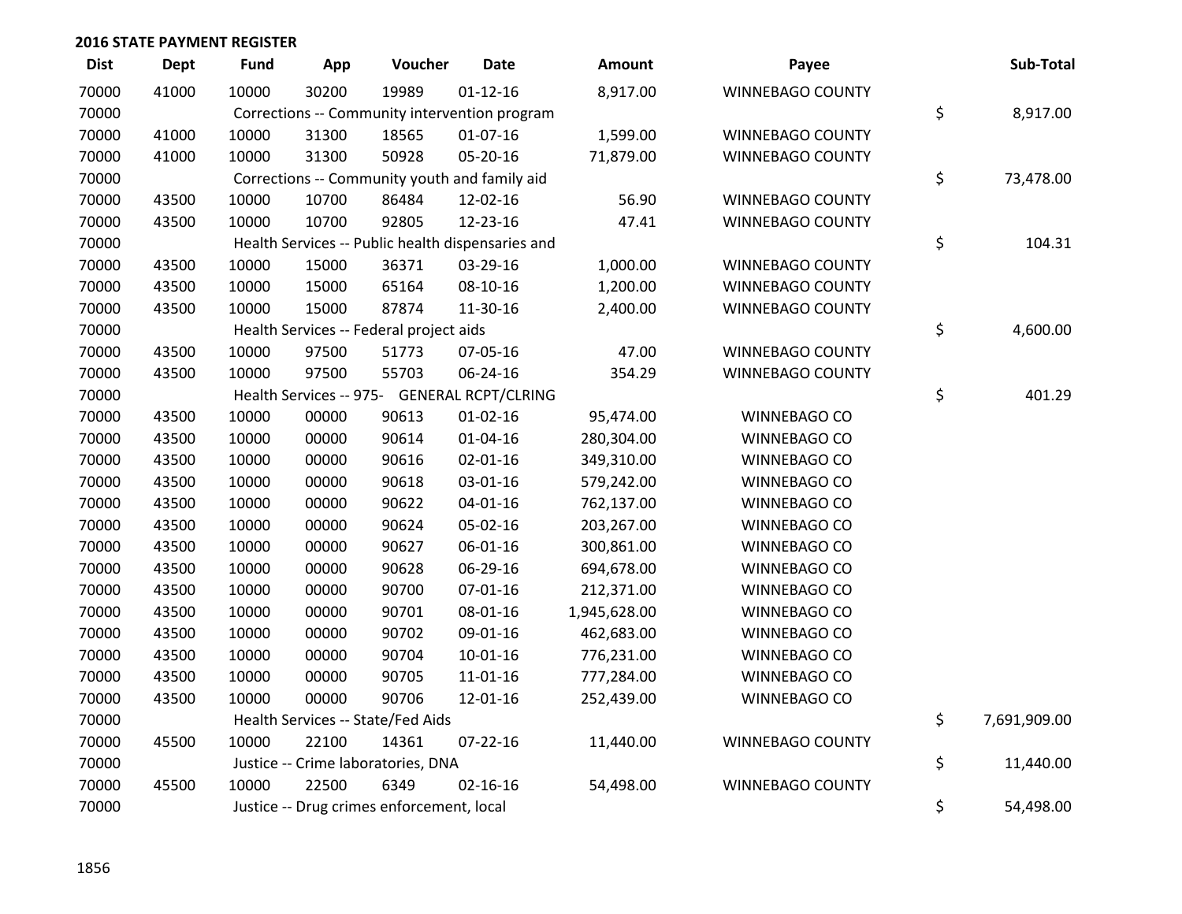## 2016 STATE PAYMENT REGISTER

| Dist | Dept | Fund | App | Voucher | Date | Amount | Payee | Sub-Total |
|---|---|---|---|---|---|---|---|---|
| 70000 | 41000 | 10000 | 30200 | 19989 | 01-12-16 | 8,917.00 | WINNEBAGO COUNTY | |
| 70000 | | Corrections -- Community intervention program | | | | | | $ 8,917.00 |
| 70000 | 41000 | 10000 | 31300 | 18565 | 01-07-16 | 1,599.00 | WINNEBAGO COUNTY | |
| 70000 | 41000 | 10000 | 31300 | 50928 | 05-20-16 | 71,879.00 | WINNEBAGO COUNTY | |
| 70000 | | Corrections -- Community youth and family aid | | | | | | $ 73,478.00 |
| 70000 | 43500 | 10000 | 10700 | 86484 | 12-02-16 | 56.90 | WINNEBAGO COUNTY | |
| 70000 | 43500 | 10000 | 10700 | 92805 | 12-23-16 | 47.41 | WINNEBAGO COUNTY | |
| 70000 | | Health Services -- Public health dispensaries and | | | | | | $ 104.31 |
| 70000 | 43500 | 10000 | 15000 | 36371 | 03-29-16 | 1,000.00 | WINNEBAGO COUNTY | |
| 70000 | 43500 | 10000 | 15000 | 65164 | 08-10-16 | 1,200.00 | WINNEBAGO COUNTY | |
| 70000 | 43500 | 10000 | 15000 | 87874 | 11-30-16 | 2,400.00 | WINNEBAGO COUNTY | |
| 70000 | | Health Services -- Federal project aids | | | | | | $ 4,600.00 |
| 70000 | 43500 | 10000 | 97500 | 51773 | 07-05-16 | 47.00 | WINNEBAGO COUNTY | |
| 70000 | 43500 | 10000 | 97500 | 55703 | 06-24-16 | 354.29 | WINNEBAGO COUNTY | |
| 70000 | | Health Services -- 975- GENERAL RCPT/CLRING | | | | | | $ 401.29 |
| 70000 | 43500 | 10000 | 00000 | 90613 | 01-02-16 | 95,474.00 | WINNEBAGO CO | |
| 70000 | 43500 | 10000 | 00000 | 90614 | 01-04-16 | 280,304.00 | WINNEBAGO CO | |
| 70000 | 43500 | 10000 | 00000 | 90616 | 02-01-16 | 349,310.00 | WINNEBAGO CO | |
| 70000 | 43500 | 10000 | 00000 | 90618 | 03-01-16 | 579,242.00 | WINNEBAGO CO | |
| 70000 | 43500 | 10000 | 00000 | 90622 | 04-01-16 | 762,137.00 | WINNEBAGO CO | |
| 70000 | 43500 | 10000 | 00000 | 90624 | 05-02-16 | 203,267.00 | WINNEBAGO CO | |
| 70000 | 43500 | 10000 | 00000 | 90627 | 06-01-16 | 300,861.00 | WINNEBAGO CO | |
| 70000 | 43500 | 10000 | 00000 | 90628 | 06-29-16 | 694,678.00 | WINNEBAGO CO | |
| 70000 | 43500 | 10000 | 00000 | 90700 | 07-01-16 | 212,371.00 | WINNEBAGO CO | |
| 70000 | 43500 | 10000 | 00000 | 90701 | 08-01-16 | 1,945,628.00 | WINNEBAGO CO | |
| 70000 | 43500 | 10000 | 00000 | 90702 | 09-01-16 | 462,683.00 | WINNEBAGO CO | |
| 70000 | 43500 | 10000 | 00000 | 90704 | 10-01-16 | 776,231.00 | WINNEBAGO CO | |
| 70000 | 43500 | 10000 | 00000 | 90705 | 11-01-16 | 777,284.00 | WINNEBAGO CO | |
| 70000 | 43500 | 10000 | 00000 | 90706 | 12-01-16 | 252,439.00 | WINNEBAGO CO | |
| 70000 | | Health Services -- State/Fed Aids | | | | | | $ 7,691,909.00 |
| 70000 | 45500 | 10000 | 22100 | 14361 | 07-22-16 | 11,440.00 | WINNEBAGO COUNTY | |
| 70000 | | Justice -- Crime laboratories, DNA | | | | | | $ 11,440.00 |
| 70000 | 45500 | 10000 | 22500 | 6349 | 02-16-16 | 54,498.00 | WINNEBAGO COUNTY | |
| 70000 | | Justice -- Drug crimes enforcement, local | | | | | | $ 54,498.00 |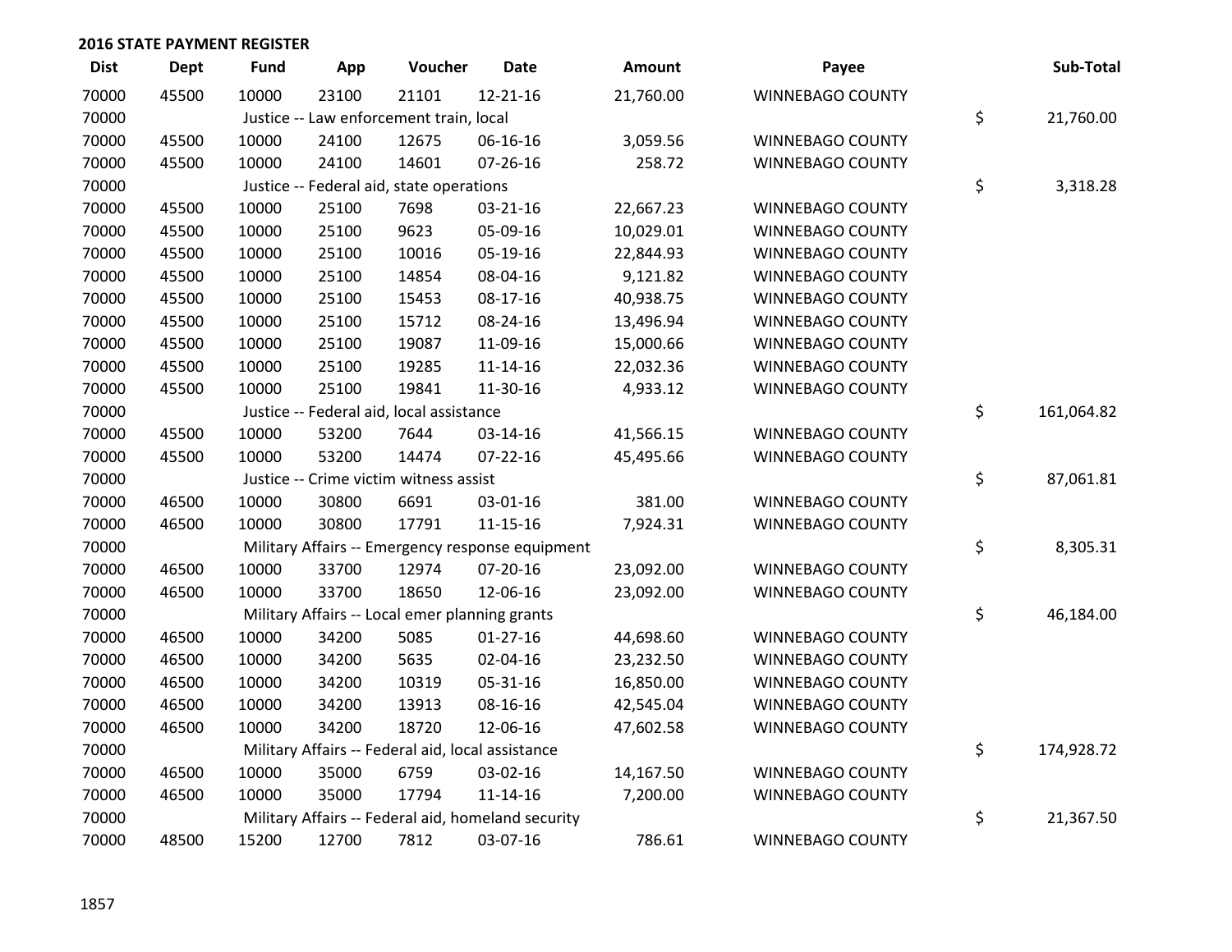## 2016 STATE PAYMENT REGISTER

| Dist | Dept | Fund | App | Voucher | Date | Amount | Payee | Sub-Total |
|---|---|---|---|---|---|---|---|---|
| 70000 | 45500 | 10000 | 23100 | 21101 | 12-21-16 | 21,760.00 | WINNEBAGO COUNTY | |
| 70000 | | Justice -- Law enforcement train, local | | | | | | $ 21,760.00 |
| 70000 | 45500 | 10000 | 24100 | 12675 | 06-16-16 | 3,059.56 | WINNEBAGO COUNTY | |
| 70000 | 45500 | 10000 | 24100 | 14601 | 07-26-16 | 258.72 | WINNEBAGO COUNTY | |
| 70000 | | Justice -- Federal aid, state operations | | | | | | $ 3,318.28 |
| 70000 | 45500 | 10000 | 25100 | 7698 | 03-21-16 | 22,667.23 | WINNEBAGO COUNTY | |
| 70000 | 45500 | 10000 | 25100 | 9623 | 05-09-16 | 10,029.01 | WINNEBAGO COUNTY | |
| 70000 | 45500 | 10000 | 25100 | 10016 | 05-19-16 | 22,844.93 | WINNEBAGO COUNTY | |
| 70000 | 45500 | 10000 | 25100 | 14854 | 08-04-16 | 9,121.82 | WINNEBAGO COUNTY | |
| 70000 | 45500 | 10000 | 25100 | 15453 | 08-17-16 | 40,938.75 | WINNEBAGO COUNTY | |
| 70000 | 45500 | 10000 | 25100 | 15712 | 08-24-16 | 13,496.94 | WINNEBAGO COUNTY | |
| 70000 | 45500 | 10000 | 25100 | 19087 | 11-09-16 | 15,000.66 | WINNEBAGO COUNTY | |
| 70000 | 45500 | 10000 | 25100 | 19285 | 11-14-16 | 22,032.36 | WINNEBAGO COUNTY | |
| 70000 | 45500 | 10000 | 25100 | 19841 | 11-30-16 | 4,933.12 | WINNEBAGO COUNTY | |
| 70000 | | Justice -- Federal aid, local assistance | | | | | | $ 161,064.82 |
| 70000 | 45500 | 10000 | 53200 | 7644 | 03-14-16 | 41,566.15 | WINNEBAGO COUNTY | |
| 70000 | 45500 | 10000 | 53200 | 14474 | 07-22-16 | 45,495.66 | WINNEBAGO COUNTY | |
| 70000 | | Justice -- Crime victim witness assist | | | | | | $ 87,061.81 |
| 70000 | 46500 | 10000 | 30800 | 6691 | 03-01-16 | 381.00 | WINNEBAGO COUNTY | |
| 70000 | 46500 | 10000 | 30800 | 17791 | 11-15-16 | 7,924.31 | WINNEBAGO COUNTY | |
| 70000 | | Military Affairs -- Emergency response equipment | | | | | | $ 8,305.31 |
| 70000 | 46500 | 10000 | 33700 | 12974 | 07-20-16 | 23,092.00 | WINNEBAGO COUNTY | |
| 70000 | 46500 | 10000 | 33700 | 18650 | 12-06-16 | 23,092.00 | WINNEBAGO COUNTY | |
| 70000 | | Military Affairs -- Local emer planning grants | | | | | | $ 46,184.00 |
| 70000 | 46500 | 10000 | 34200 | 5085 | 01-27-16 | 44,698.60 | WINNEBAGO COUNTY | |
| 70000 | 46500 | 10000 | 34200 | 5635 | 02-04-16 | 23,232.50 | WINNEBAGO COUNTY | |
| 70000 | 46500 | 10000 | 34200 | 10319 | 05-31-16 | 16,850.00 | WINNEBAGO COUNTY | |
| 70000 | 46500 | 10000 | 34200 | 13913 | 08-16-16 | 42,545.04 | WINNEBAGO COUNTY | |
| 70000 | 46500 | 10000 | 34200 | 18720 | 12-06-16 | 47,602.58 | WINNEBAGO COUNTY | |
| 70000 | | Military Affairs -- Federal aid, local assistance | | | | | | $ 174,928.72 |
| 70000 | 46500 | 10000 | 35000 | 6759 | 03-02-16 | 14,167.50 | WINNEBAGO COUNTY | |
| 70000 | 46500 | 10000 | 35000 | 17794 | 11-14-16 | 7,200.00 | WINNEBAGO COUNTY | |
| 70000 | | Military Affairs -- Federal aid, homeland security | | | | | | $ 21,367.50 |
| 70000 | 48500 | 15200 | 12700 | 7812 | 03-07-16 | 786.61 | WINNEBAGO COUNTY | |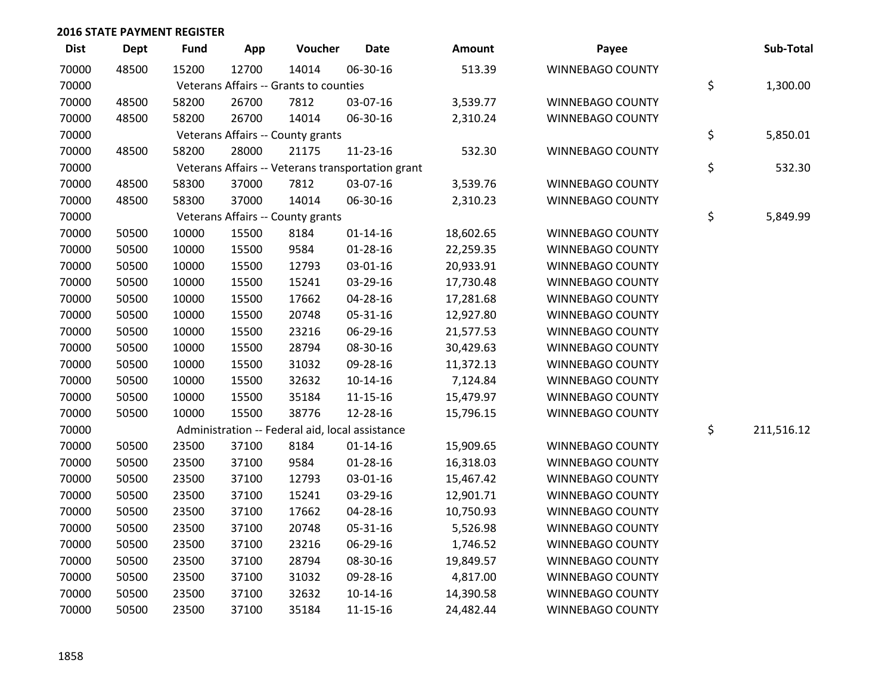## 2016 STATE PAYMENT REGISTER

| Dist | Dept | Fund | App | Voucher | Date | Amount | Payee | | Sub-Total |
|---|---|---|---|---|---|---|---|---|---|
| 70000 | 48500 | 15200 | 12700 | 14014 | 06-30-16 | 513.39 | WINNEBAGO COUNTY | | |
| 70000 | | Veterans Affairs -- Grants to counties | | | | | | $ | 1,300.00 |
| 70000 | 48500 | 58200 | 26700 | 7812 | 03-07-16 | 3,539.77 | WINNEBAGO COUNTY | | |
| 70000 | 48500 | 58200 | 26700 | 14014 | 06-30-16 | 2,310.24 | WINNEBAGO COUNTY | | |
| 70000 | | Veterans Affairs -- County grants | | | | | | $ | 5,850.01 |
| 70000 | 48500 | 58200 | 28000 | 21175 | 11-23-16 | 532.30 | WINNEBAGO COUNTY | | |
| 70000 | | Veterans Affairs -- Veterans transportation grant | | | | | | $ | 532.30 |
| 70000 | 48500 | 58300 | 37000 | 7812 | 03-07-16 | 3,539.76 | WINNEBAGO COUNTY | | |
| 70000 | 48500 | 58300 | 37000 | 14014 | 06-30-16 | 2,310.23 | WINNEBAGO COUNTY | | |
| 70000 | | Veterans Affairs -- County grants | | | | | | $ | 5,849.99 |
| 70000 | 50500 | 10000 | 15500 | 8184 | 01-14-16 | 18,602.65 | WINNEBAGO COUNTY | | |
| 70000 | 50500 | 10000 | 15500 | 9584 | 01-28-16 | 22,259.35 | WINNEBAGO COUNTY | | |
| 70000 | 50500 | 10000 | 15500 | 12793 | 03-01-16 | 20,933.91 | WINNEBAGO COUNTY | | |
| 70000 | 50500 | 10000 | 15500 | 15241 | 03-29-16 | 17,730.48 | WINNEBAGO COUNTY | | |
| 70000 | 50500 | 10000 | 15500 | 17662 | 04-28-16 | 17,281.68 | WINNEBAGO COUNTY | | |
| 70000 | 50500 | 10000 | 15500 | 20748 | 05-31-16 | 12,927.80 | WINNEBAGO COUNTY | | |
| 70000 | 50500 | 10000 | 15500 | 23216 | 06-29-16 | 21,577.53 | WINNEBAGO COUNTY | | |
| 70000 | 50500 | 10000 | 15500 | 28794 | 08-30-16 | 30,429.63 | WINNEBAGO COUNTY | | |
| 70000 | 50500 | 10000 | 15500 | 31032 | 09-28-16 | 11,372.13 | WINNEBAGO COUNTY | | |
| 70000 | 50500 | 10000 | 15500 | 32632 | 10-14-16 | 7,124.84 | WINNEBAGO COUNTY | | |
| 70000 | 50500 | 10000 | 15500 | 35184 | 11-15-16 | 15,479.97 | WINNEBAGO COUNTY | | |
| 70000 | 50500 | 10000 | 15500 | 38776 | 12-28-16 | 15,796.15 | WINNEBAGO COUNTY | | |
| 70000 | | Administration -- Federal aid, local assistance | | | | | | $ | 211,516.12 |
| 70000 | 50500 | 23500 | 37100 | 8184 | 01-14-16 | 15,909.65 | WINNEBAGO COUNTY | | |
| 70000 | 50500 | 23500 | 37100 | 9584 | 01-28-16 | 16,318.03 | WINNEBAGO COUNTY | | |
| 70000 | 50500 | 23500 | 37100 | 12793 | 03-01-16 | 15,467.42 | WINNEBAGO COUNTY | | |
| 70000 | 50500 | 23500 | 37100 | 15241 | 03-29-16 | 12,901.71 | WINNEBAGO COUNTY | | |
| 70000 | 50500 | 23500 | 37100 | 17662 | 04-28-16 | 10,750.93 | WINNEBAGO COUNTY | | |
| 70000 | 50500 | 23500 | 37100 | 20748 | 05-31-16 | 5,526.98 | WINNEBAGO COUNTY | | |
| 70000 | 50500 | 23500 | 37100 | 23216 | 06-29-16 | 1,746.52 | WINNEBAGO COUNTY | | |
| 70000 | 50500 | 23500 | 37100 | 28794 | 08-30-16 | 19,849.57 | WINNEBAGO COUNTY | | |
| 70000 | 50500 | 23500 | 37100 | 31032 | 09-28-16 | 4,817.00 | WINNEBAGO COUNTY | | |
| 70000 | 50500 | 23500 | 37100 | 32632 | 10-14-16 | 14,390.58 | WINNEBAGO COUNTY | | |
| 70000 | 50500 | 23500 | 37100 | 35184 | 11-15-16 | 24,482.44 | WINNEBAGO COUNTY | | |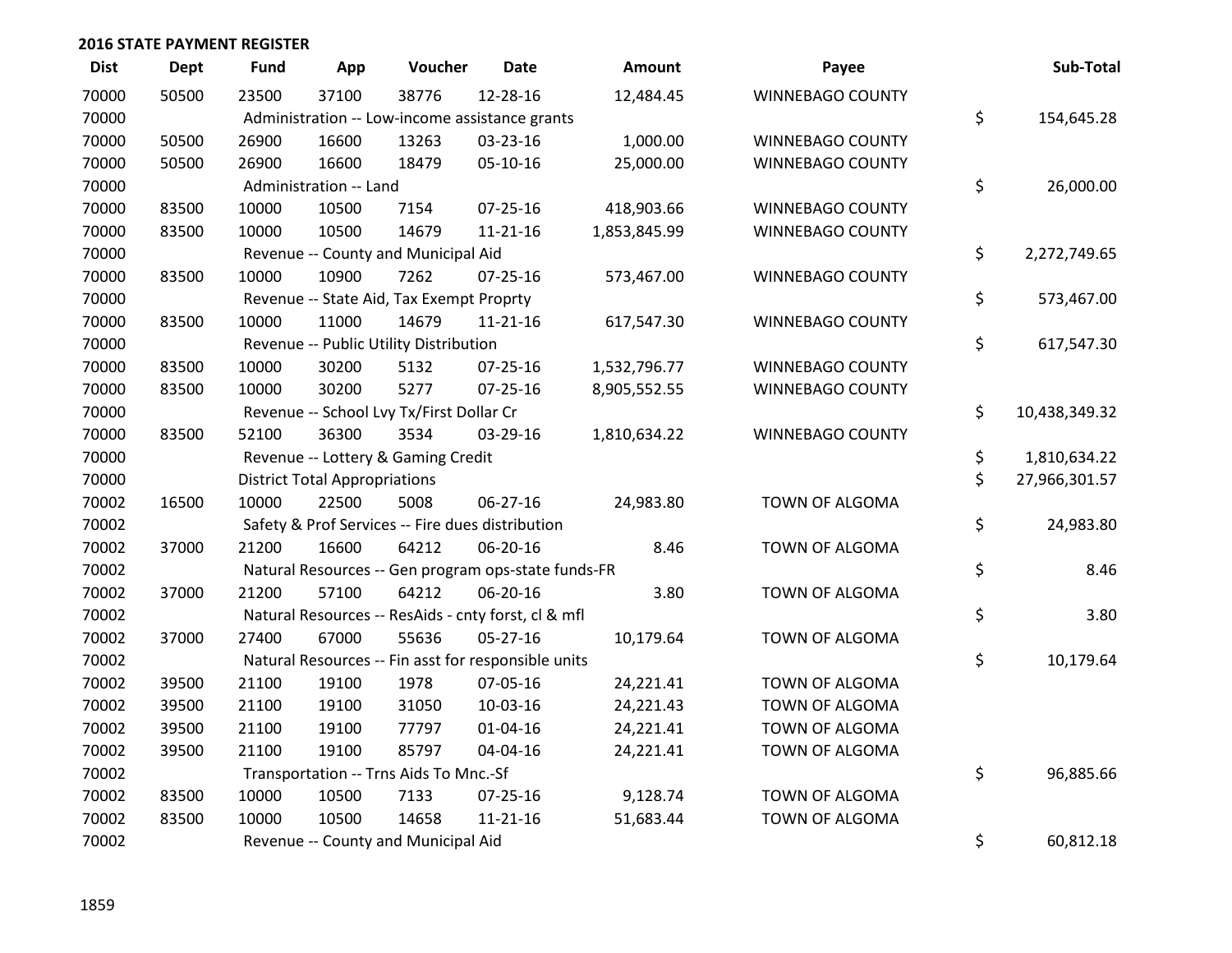## 2016 STATE PAYMENT REGISTER

| Dist | Dept | Fund | App | Voucher | Date | Amount | Payee | Sub-Total |
|---|---|---|---|---|---|---|---|---|
| 70000 | 50500 | 23500 | 37100 | 38776 | 12-28-16 | 12,484.45 | WINNEBAGO COUNTY | |
| 70000 | | Administration -- Low-income assistance grants | | | | | | $ 154,645.28 |
| 70000 | 50500 | 26900 | 16600 | 13263 | 03-23-16 | 1,000.00 | WINNEBAGO COUNTY | |
| 70000 | 50500 | 26900 | 16600 | 18479 | 05-10-16 | 25,000.00 | WINNEBAGO COUNTY | |
| 70000 | | Administration -- Land | | | | | | $ 26,000.00 |
| 70000 | 83500 | 10000 | 10500 | 7154 | 07-25-16 | 418,903.66 | WINNEBAGO COUNTY | |
| 70000 | 83500 | 10000 | 10500 | 14679 | 11-21-16 | 1,853,845.99 | WINNEBAGO COUNTY | |
| 70000 | | Revenue -- County and Municipal Aid | | | | | | $ 2,272,749.65 |
| 70000 | 83500 | 10000 | 10900 | 7262 | 07-25-16 | 573,467.00 | WINNEBAGO COUNTY | |
| 70000 | | Revenue -- State Aid, Tax Exempt Proprty | | | | | | $ 573,467.00 |
| 70000 | 83500 | 10000 | 11000 | 14679 | 11-21-16 | 617,547.30 | WINNEBAGO COUNTY | |
| 70000 | | Revenue -- Public Utility Distribution | | | | | | $ 617,547.30 |
| 70000 | 83500 | 10000 | 30200 | 5132 | 07-25-16 | 1,532,796.77 | WINNEBAGO COUNTY | |
| 70000 | 83500 | 10000 | 30200 | 5277 | 07-25-16 | 8,905,552.55 | WINNEBAGO COUNTY | |
| 70000 | | Revenue -- School Lvy Tx/First Dollar Cr | | | | | | $ 10,438,349.32 |
| 70000 | 83500 | 52100 | 36300 | 3534 | 03-29-16 | 1,810,634.22 | WINNEBAGO COUNTY | |
| 70000 | | Revenue -- Lottery & Gaming Credit | | | | | | $ 1,810,634.22 |
| 70000 | | District Total Appropriations | | | | | | $ 27,966,301.57 |
| 70002 | 16500 | 10000 | 22500 | 5008 | 06-27-16 | 24,983.80 | TOWN OF ALGOMA | |
| 70002 | | Safety & Prof Services -- Fire dues distribution | | | | | | $ 24,983.80 |
| 70002 | 37000 | 21200 | 16600 | 64212 | 06-20-16 | 8.46 | TOWN OF ALGOMA | |
| 70002 | | Natural Resources -- Gen program ops-state funds-FR | | | | | | $ 8.46 |
| 70002 | 37000 | 21200 | 57100 | 64212 | 06-20-16 | 3.80 | TOWN OF ALGOMA | |
| 70002 | | Natural Resources -- ResAids - cnty forst, cl & mfl | | | | | | $ 3.80 |
| 70002 | 37000 | 27400 | 67000 | 55636 | 05-27-16 | 10,179.64 | TOWN OF ALGOMA | |
| 70002 | | Natural Resources -- Fin asst for responsible units | | | | | | $ 10,179.64 |
| 70002 | 39500 | 21100 | 19100 | 1978 | 07-05-16 | 24,221.41 | TOWN OF ALGOMA | |
| 70002 | 39500 | 21100 | 19100 | 31050 | 10-03-16 | 24,221.43 | TOWN OF ALGOMA | |
| 70002 | 39500 | 21100 | 19100 | 77797 | 01-04-16 | 24,221.41 | TOWN OF ALGOMA | |
| 70002 | 39500 | 21100 | 19100 | 85797 | 04-04-16 | 24,221.41 | TOWN OF ALGOMA | |
| 70002 | | Transportation -- Trns Aids To Mnc.-Sf | | | | | | $ 96,885.66 |
| 70002 | 83500 | 10000 | 10500 | 7133 | 07-25-16 | 9,128.74 | TOWN OF ALGOMA | |
| 70002 | 83500 | 10000 | 10500 | 14658 | 11-21-16 | 51,683.44 | TOWN OF ALGOMA | |
| 70002 | | Revenue -- County and Municipal Aid | | | | | | $ 60,812.18 |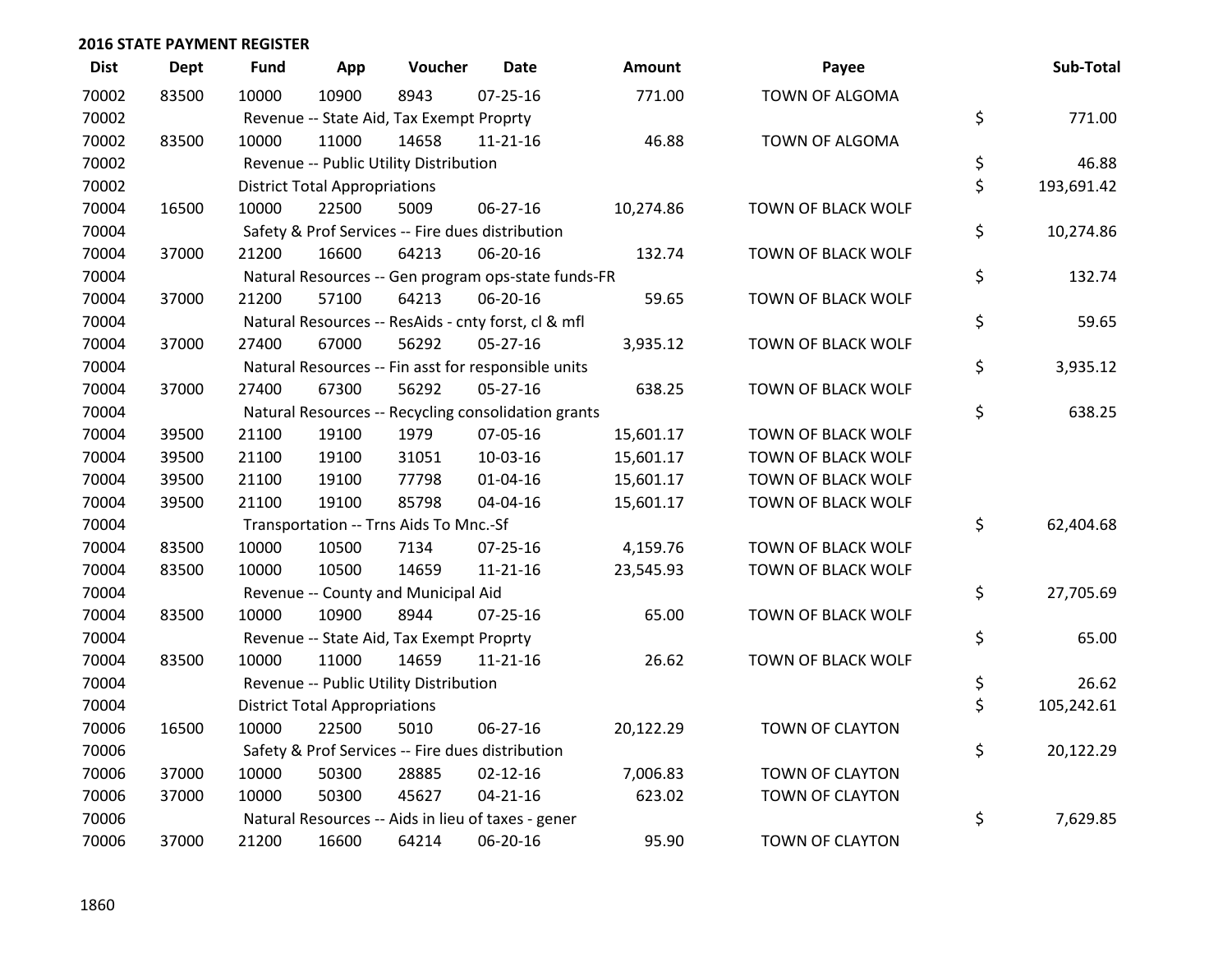## 2016 STATE PAYMENT REGISTER

| Dist | Dept | Fund | App | Voucher | Date | Amount | Payee | Sub-Total |
|---|---|---|---|---|---|---|---|---|
| 70002 | 83500 | 10000 | 10900 | 8943 | 07-25-16 | 771.00 | TOWN OF ALGOMA | |
| 70002 | | Revenue -- State Aid, Tax Exempt Proprty | | | | | | $ 771.00 |
| 70002 | 83500 | 10000 | 11000 | 14658 | 11-21-16 | 46.88 | TOWN OF ALGOMA | |
| 70002 | | Revenue -- Public Utility Distribution | | | | | | $ 46.88 |
| 70002 | | District Total Appropriations | | | | | | $ 193,691.42 |
| 70004 | 16500 | 10000 | 22500 | 5009 | 06-27-16 | 10,274.86 | TOWN OF BLACK WOLF | |
| 70004 | | Safety & Prof Services -- Fire dues distribution | | | | | | $ 10,274.86 |
| 70004 | 37000 | 21200 | 16600 | 64213 | 06-20-16 | 132.74 | TOWN OF BLACK WOLF | |
| 70004 | | Natural Resources -- Gen program ops-state funds-FR | | | | | | $ 132.74 |
| 70004 | 37000 | 21200 | 57100 | 64213 | 06-20-16 | 59.65 | TOWN OF BLACK WOLF | |
| 70004 | | Natural Resources -- ResAids - cnty forst, cl & mfl | | | | | | $ 59.65 |
| 70004 | 37000 | 27400 | 67000 | 56292 | 05-27-16 | 3,935.12 | TOWN OF BLACK WOLF | |
| 70004 | | Natural Resources -- Fin asst for responsible units | | | | | | $ 3,935.12 |
| 70004 | 37000 | 27400 | 67300 | 56292 | 05-27-16 | 638.25 | TOWN OF BLACK WOLF | |
| 70004 | | Natural Resources -- Recycling consolidation grants | | | | | | $ 638.25 |
| 70004 | 39500 | 21100 | 19100 | 1979 | 07-05-16 | 15,601.17 | TOWN OF BLACK WOLF | |
| 70004 | 39500 | 21100 | 19100 | 31051 | 10-03-16 | 15,601.17 | TOWN OF BLACK WOLF | |
| 70004 | 39500 | 21100 | 19100 | 77798 | 01-04-16 | 15,601.17 | TOWN OF BLACK WOLF | |
| 70004 | 39500 | 21100 | 19100 | 85798 | 04-04-16 | 15,601.17 | TOWN OF BLACK WOLF | |
| 70004 | | Transportation -- Trns Aids To Mnc.-Sf | | | | | | $ 62,404.68 |
| 70004 | 83500 | 10000 | 10500 | 7134 | 07-25-16 | 4,159.76 | TOWN OF BLACK WOLF | |
| 70004 | 83500 | 10000 | 10500 | 14659 | 11-21-16 | 23,545.93 | TOWN OF BLACK WOLF | |
| 70004 | | Revenue -- County and Municipal Aid | | | | | | $ 27,705.69 |
| 70004 | 83500 | 10000 | 10900 | 8944 | 07-25-16 | 65.00 | TOWN OF BLACK WOLF | |
| 70004 | | Revenue -- State Aid, Tax Exempt Proprty | | | | | | $ 65.00 |
| 70004 | 83500 | 10000 | 11000 | 14659 | 11-21-16 | 26.62 | TOWN OF BLACK WOLF | |
| 70004 | | Revenue -- Public Utility Distribution | | | | | | $ 26.62 |
| 70004 | | District Total Appropriations | | | | | | $ 105,242.61 |
| 70006 | 16500 | 10000 | 22500 | 5010 | 06-27-16 | 20,122.29 | TOWN OF CLAYTON | |
| 70006 | | Safety & Prof Services -- Fire dues distribution | | | | | | $ 20,122.29 |
| 70006 | 37000 | 10000 | 50300 | 28885 | 02-12-16 | 7,006.83 | TOWN OF CLAYTON | |
| 70006 | 37000 | 10000 | 50300 | 45627 | 04-21-16 | 623.02 | TOWN OF CLAYTON | |
| 70006 | | Natural Resources -- Aids in lieu of taxes - gener | | | | | | $ 7,629.85 |
| 70006 | 37000 | 21200 | 16600 | 64214 | 06-20-16 | 95.90 | TOWN OF CLAYTON | |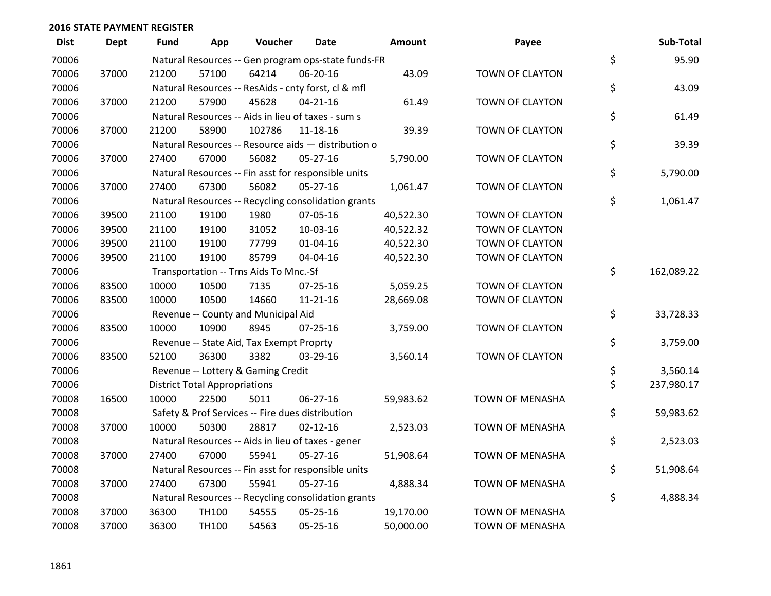**2016 STATE PAYMENT REGISTER**

| Dist | Dept | Fund | App | Voucher | Date | Amount | Payee | Sub-Total |
|---|---|---|---|---|---|---|---|---|
| 70006 | | Natural Resources -- Gen program ops-state funds-FR | | | | | | $ 95.90 |
| 70006 | 37000 | 21200 | 57100 | 64214 | 06-20-16 | 43.09 | TOWN OF CLAYTON | |
| 70006 | | Natural Resources -- ResAids - cnty forst, cl & mfl | | | | | | $ 43.09 |
| 70006 | 37000 | 21200 | 57900 | 45628 | 04-21-16 | 61.49 | TOWN OF CLAYTON | |
| 70006 | | Natural Resources -- Aids in lieu of taxes - sum s | | | | | | $ 61.49 |
| 70006 | 37000 | 21200 | 58900 | 102786 | 11-18-16 | 39.39 | TOWN OF CLAYTON | |
| 70006 | | Natural Resources -- Resource aids — distribution o | | | | | | $ 39.39 |
| 70006 | 37000 | 27400 | 67000 | 56082 | 05-27-16 | 5,790.00 | TOWN OF CLAYTON | |
| 70006 | | Natural Resources -- Fin asst for responsible units | | | | | | $ 5,790.00 |
| 70006 | 37000 | 27400 | 67300 | 56082 | 05-27-16 | 1,061.47 | TOWN OF CLAYTON | |
| 70006 | | Natural Resources -- Recycling consolidation grants | | | | | | $ 1,061.47 |
| 70006 | 39500 | 21100 | 19100 | 1980 | 07-05-16 | 40,522.30 | TOWN OF CLAYTON | |
| 70006 | 39500 | 21100 | 19100 | 31052 | 10-03-16 | 40,522.32 | TOWN OF CLAYTON | |
| 70006 | 39500 | 21100 | 19100 | 77799 | 01-04-16 | 40,522.30 | TOWN OF CLAYTON | |
| 70006 | 39500 | 21100 | 19100 | 85799 | 04-04-16 | 40,522.30 | TOWN OF CLAYTON | |
| 70006 | | Transportation -- Trns Aids To Mnc.-Sf | | | | | | $ 162,089.22 |
| 70006 | 83500 | 10000 | 10500 | 7135 | 07-25-16 | 5,059.25 | TOWN OF CLAYTON | |
| 70006 | 83500 | 10000 | 10500 | 14660 | 11-21-16 | 28,669.08 | TOWN OF CLAYTON | |
| 70006 | | Revenue -- County and Municipal Aid | | | | | | $ 33,728.33 |
| 70006 | 83500 | 10000 | 10900 | 8945 | 07-25-16 | 3,759.00 | TOWN OF CLAYTON | |
| 70006 | | Revenue -- State Aid, Tax Exempt Proprty | | | | | | $ 3,759.00 |
| 70006 | 83500 | 52100 | 36300 | 3382 | 03-29-16 | 3,560.14 | TOWN OF CLAYTON | |
| 70006 | | Revenue -- Lottery & Gaming Credit | | | | | | $ 3,560.14 |
| 70006 | | District Total Appropriations | | | | | | $ 237,980.17 |
| 70008 | 16500 | 10000 | 22500 | 5011 | 06-27-16 | 59,983.62 | TOWN OF MENASHA | |
| 70008 | | Safety & Prof Services -- Fire dues distribution | | | | | | $ 59,983.62 |
| 70008 | 37000 | 10000 | 50300 | 28817 | 02-12-16 | 2,523.03 | TOWN OF MENASHA | |
| 70008 | | Natural Resources -- Aids in lieu of taxes - gener | | | | | | $ 2,523.03 |
| 70008 | 37000 | 27400 | 67000 | 55941 | 05-27-16 | 51,908.64 | TOWN OF MENASHA | |
| 70008 | | Natural Resources -- Fin asst for responsible units | | | | | | $ 51,908.64 |
| 70008 | 37000 | 27400 | 67300 | 55941 | 05-27-16 | 4,888.34 | TOWN OF MENASHA | |
| 70008 | | Natural Resources -- Recycling consolidation grants | | | | | | $ 4,888.34 |
| 70008 | 37000 | 36300 | TH100 | 54555 | 05-25-16 | 19,170.00 | TOWN OF MENASHA | |
| 70008 | 37000 | 36300 | TH100 | 54563 | 05-25-16 | 50,000.00 | TOWN OF MENASHA | |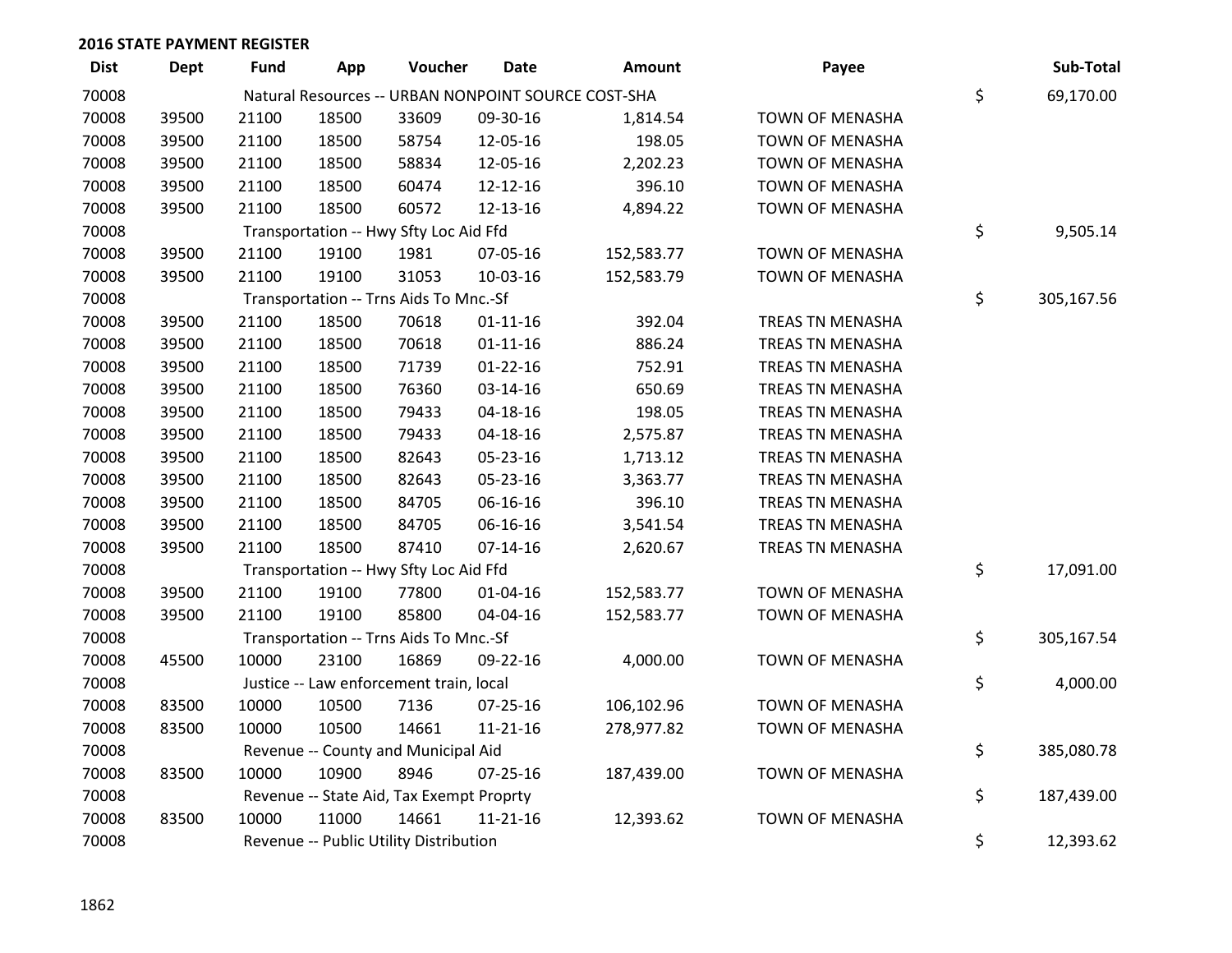## 2016 STATE PAYMENT REGISTER

| Dist | Dept | Fund | App | Voucher | Date | Amount | Payee | Sub-Total |
|---|---|---|---|---|---|---|---|---|
| 70008 | | Natural Resources -- URBAN NONPOINT SOURCE COST-SHA | | | | | | $ 69,170.00 |
| 70008 | 39500 | 21100 | 18500 | 33609 | 09-30-16 | 1,814.54 | TOWN OF MENASHA | |
| 70008 | 39500 | 21100 | 18500 | 58754 | 12-05-16 | 198.05 | TOWN OF MENASHA | |
| 70008 | 39500 | 21100 | 18500 | 58834 | 12-05-16 | 2,202.23 | TOWN OF MENASHA | |
| 70008 | 39500 | 21100 | 18500 | 60474 | 12-12-16 | 396.10 | TOWN OF MENASHA | |
| 70008 | 39500 | 21100 | 18500 | 60572 | 12-13-16 | 4,894.22 | TOWN OF MENASHA | |
| 70008 | | Transportation -- Hwy Sfty Loc Aid Ffd | | | | | | $ 9,505.14 |
| 70008 | 39500 | 21100 | 19100 | 1981 | 07-05-16 | 152,583.77 | TOWN OF MENASHA | |
| 70008 | 39500 | 21100 | 19100 | 31053 | 10-03-16 | 152,583.79 | TOWN OF MENASHA | |
| 70008 | | Transportation -- Trns Aids To Mnc.-Sf | | | | | | $ 305,167.56 |
| 70008 | 39500 | 21100 | 18500 | 70618 | 01-11-16 | 392.04 | TREAS TN MENASHA | |
| 70008 | 39500 | 21100 | 18500 | 70618 | 01-11-16 | 886.24 | TREAS TN MENASHA | |
| 70008 | 39500 | 21100 | 18500 | 71739 | 01-22-16 | 752.91 | TREAS TN MENASHA | |
| 70008 | 39500 | 21100 | 18500 | 76360 | 03-14-16 | 650.69 | TREAS TN MENASHA | |
| 70008 | 39500 | 21100 | 18500 | 79433 | 04-18-16 | 198.05 | TREAS TN MENASHA | |
| 70008 | 39500 | 21100 | 18500 | 79433 | 04-18-16 | 2,575.87 | TREAS TN MENASHA | |
| 70008 | 39500 | 21100 | 18500 | 82643 | 05-23-16 | 1,713.12 | TREAS TN MENASHA | |
| 70008 | 39500 | 21100 | 18500 | 82643 | 05-23-16 | 3,363.77 | TREAS TN MENASHA | |
| 70008 | 39500 | 21100 | 18500 | 84705 | 06-16-16 | 396.10 | TREAS TN MENASHA | |
| 70008 | 39500 | 21100 | 18500 | 84705 | 06-16-16 | 3,541.54 | TREAS TN MENASHA | |
| 70008 | 39500 | 21100 | 18500 | 87410 | 07-14-16 | 2,620.67 | TREAS TN MENASHA | |
| 70008 | | Transportation -- Hwy Sfty Loc Aid Ffd | | | | | | $ 17,091.00 |
| 70008 | 39500 | 21100 | 19100 | 77800 | 01-04-16 | 152,583.77 | TOWN OF MENASHA | |
| 70008 | 39500 | 21100 | 19100 | 85800 | 04-04-16 | 152,583.77 | TOWN OF MENASHA | |
| 70008 | | Transportation -- Trns Aids To Mnc.-Sf | | | | | | $ 305,167.54 |
| 70008 | 45500 | 10000 | 23100 | 16869 | 09-22-16 | 4,000.00 | TOWN OF MENASHA | |
| 70008 | | Justice -- Law enforcement train, local | | | | | | $ 4,000.00 |
| 70008 | 83500 | 10000 | 10500 | 7136 | 07-25-16 | 106,102.96 | TOWN OF MENASHA | |
| 70008 | 83500 | 10000 | 10500 | 14661 | 11-21-16 | 278,977.82 | TOWN OF MENASHA | |
| 70008 | | Revenue -- County and Municipal Aid | | | | | | $ 385,080.78 |
| 70008 | 83500 | 10000 | 10900 | 8946 | 07-25-16 | 187,439.00 | TOWN OF MENASHA | |
| 70008 | | Revenue -- State Aid, Tax Exempt Proprty | | | | | | $ 187,439.00 |
| 70008 | 83500 | 10000 | 11000 | 14661 | 11-21-16 | 12,393.62 | TOWN OF MENASHA | |
| 70008 | | Revenue -- Public Utility Distribution | | | | | | $ 12,393.62 |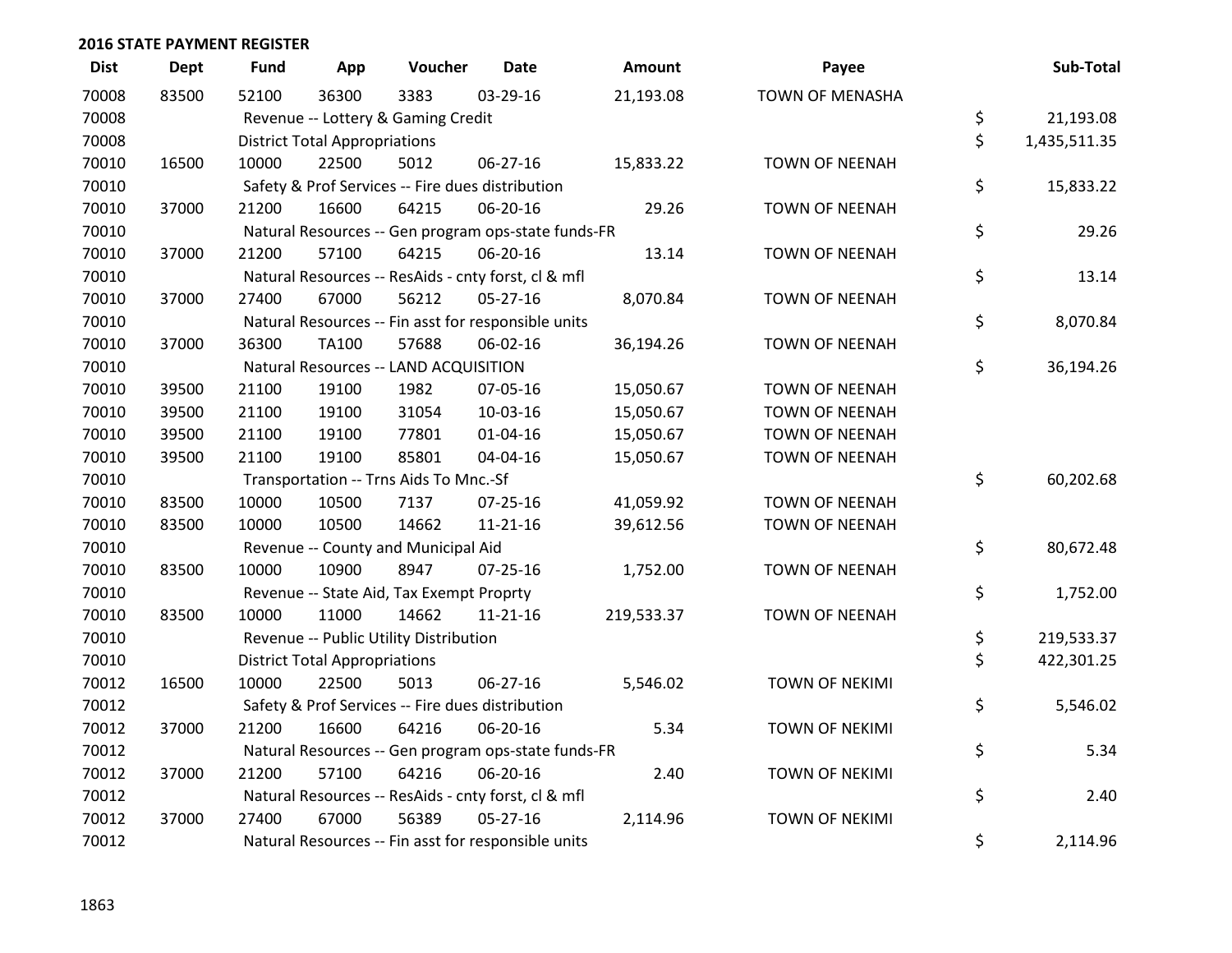## 2016 STATE PAYMENT REGISTER

| Dist | Dept | Fund | App | Voucher | Date | Amount | Payee | Sub-Total |
|---|---|---|---|---|---|---|---|---|
| 70008 | 83500 | 52100 | 36300 | 3383 | 03-29-16 | 21,193.08 | TOWN OF MENASHA | |
| 70008 | | Revenue -- Lottery & Gaming Credit | | | | | | $ 21,193.08 |
| 70008 | | District Total Appropriations | | | | | | $ 1,435,511.35 |
| 70010 | 16500 | 10000 | 22500 | 5012 | 06-27-16 | 15,833.22 | TOWN OF NEENAH | |
| 70010 | | Safety & Prof Services -- Fire dues distribution | | | | | | $ 15,833.22 |
| 70010 | 37000 | 21200 | 16600 | 64215 | 06-20-16 | 29.26 | TOWN OF NEENAH | |
| 70010 | | Natural Resources -- Gen program ops-state funds-FR | | | | | | $ 29.26 |
| 70010 | 37000 | 21200 | 57100 | 64215 | 06-20-16 | 13.14 | TOWN OF NEENAH | |
| 70010 | | Natural Resources -- ResAids - cnty forst, cl & mfl | | | | | | $ 13.14 |
| 70010 | 37000 | 27400 | 67000 | 56212 | 05-27-16 | 8,070.84 | TOWN OF NEENAH | |
| 70010 | | Natural Resources -- Fin asst for responsible units | | | | | | $ 8,070.84 |
| 70010 | 37000 | 36300 | TA100 | 57688 | 06-02-16 | 36,194.26 | TOWN OF NEENAH | |
| 70010 | | Natural Resources -- LAND ACQUISITION | | | | | | $ 36,194.26 |
| 70010 | 39500 | 21100 | 19100 | 1982 | 07-05-16 | 15,050.67 | TOWN OF NEENAH | |
| 70010 | 39500 | 21100 | 19100 | 31054 | 10-03-16 | 15,050.67 | TOWN OF NEENAH | |
| 70010 | 39500 | 21100 | 19100 | 77801 | 01-04-16 | 15,050.67 | TOWN OF NEENAH | |
| 70010 | 39500 | 21100 | 19100 | 85801 | 04-04-16 | 15,050.67 | TOWN OF NEENAH | |
| 70010 | | Transportation -- Trns Aids To Mnc.-Sf | | | | | | $ 60,202.68 |
| 70010 | 83500 | 10000 | 10500 | 7137 | 07-25-16 | 41,059.92 | TOWN OF NEENAH | |
| 70010 | 83500 | 10000 | 10500 | 14662 | 11-21-16 | 39,612.56 | TOWN OF NEENAH | |
| 70010 | | Revenue -- County and Municipal Aid | | | | | | $ 80,672.48 |
| 70010 | 83500 | 10000 | 10900 | 8947 | 07-25-16 | 1,752.00 | TOWN OF NEENAH | |
| 70010 | | Revenue -- State Aid, Tax Exempt Proprty | | | | | | $ 1,752.00 |
| 70010 | 83500 | 10000 | 11000 | 14662 | 11-21-16 | 219,533.37 | TOWN OF NEENAH | |
| 70010 | | Revenue -- Public Utility Distribution | | | | | | $ 219,533.37 |
| 70010 | | District Total Appropriations | | | | | | $ 422,301.25 |
| 70012 | 16500 | 10000 | 22500 | 5013 | 06-27-16 | 5,546.02 | TOWN OF NEKIMI | |
| 70012 | | Safety & Prof Services -- Fire dues distribution | | | | | | $ 5,546.02 |
| 70012 | 37000 | 21200 | 16600 | 64216 | 06-20-16 | 5.34 | TOWN OF NEKIMI | |
| 70012 | | Natural Resources -- Gen program ops-state funds-FR | | | | | | $ 5.34 |
| 70012 | 37000 | 21200 | 57100 | 64216 | 06-20-16 | 2.40 | TOWN OF NEKIMI | |
| 70012 | | Natural Resources -- ResAids - cnty forst, cl & mfl | | | | | | $ 2.40 |
| 70012 | 37000 | 27400 | 67000 | 56389 | 05-27-16 | 2,114.96 | TOWN OF NEKIMI | |
| 70012 | | Natural Resources -- Fin asst for responsible units | | | | | | $ 2,114.96 |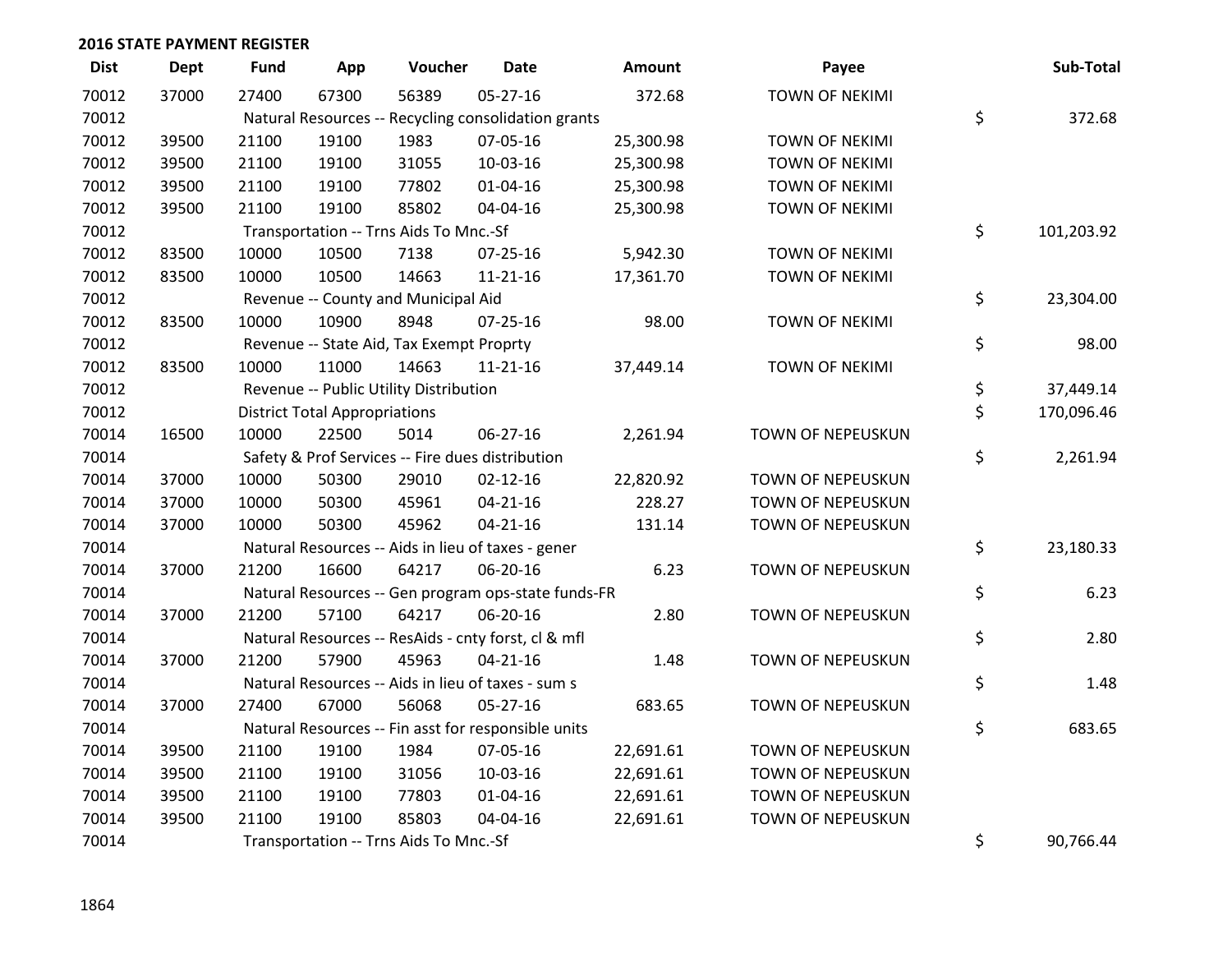## 2016 STATE PAYMENT REGISTER

| Dist | Dept | Fund | App | Voucher | Date | Amount | Payee | Sub-Total |
|---|---|---|---|---|---|---|---|---|
| 70012 | 37000 | 27400 | 67300 | 56389 | 05-27-16 | 372.68 | TOWN OF NEKIMI | |
| 70012 | | Natural Resources -- Recycling consolidation grants | | | | | | $ 372.68 |
| 70012 | 39500 | 21100 | 19100 | 1983 | 07-05-16 | 25,300.98 | TOWN OF NEKIMI | |
| 70012 | 39500 | 21100 | 19100 | 31055 | 10-03-16 | 25,300.98 | TOWN OF NEKIMI | |
| 70012 | 39500 | 21100 | 19100 | 77802 | 01-04-16 | 25,300.98 | TOWN OF NEKIMI | |
| 70012 | 39500 | 21100 | 19100 | 85802 | 04-04-16 | 25,300.98 | TOWN OF NEKIMI | |
| 70012 | | Transportation -- Trns Aids To Mnc.-Sf | | | | | | $ 101,203.92 |
| 70012 | 83500 | 10000 | 10500 | 7138 | 07-25-16 | 5,942.30 | TOWN OF NEKIMI | |
| 70012 | 83500 | 10000 | 10500 | 14663 | 11-21-16 | 17,361.70 | TOWN OF NEKIMI | |
| 70012 | | Revenue -- County and Municipal Aid | | | | | | $ 23,304.00 |
| 70012 | 83500 | 10000 | 10900 | 8948 | 07-25-16 | 98.00 | TOWN OF NEKIMI | |
| 70012 | | Revenue -- State Aid, Tax Exempt Proprty | | | | | | $ 98.00 |
| 70012 | 83500 | 10000 | 11000 | 14663 | 11-21-16 | 37,449.14 | TOWN OF NEKIMI | |
| 70012 | | Revenue -- Public Utility Distribution | | | | | | $ 37,449.14 |
| 70012 | | District Total Appropriations | | | | | | $ 170,096.46 |
| 70014 | 16500 | 10000 | 22500 | 5014 | 06-27-16 | 2,261.94 | TOWN OF NEPEUSKUN | |
| 70014 | | Safety & Prof Services -- Fire dues distribution | | | | | | $ 2,261.94 |
| 70014 | 37000 | 10000 | 50300 | 29010 | 02-12-16 | 22,820.92 | TOWN OF NEPEUSKUN | |
| 70014 | 37000 | 10000 | 50300 | 45961 | 04-21-16 | 228.27 | TOWN OF NEPEUSKUN | |
| 70014 | 37000 | 10000 | 50300 | 45962 | 04-21-16 | 131.14 | TOWN OF NEPEUSKUN | |
| 70014 | | Natural Resources -- Aids in lieu of taxes - gener | | | | | | $ 23,180.33 |
| 70014 | 37000 | 21200 | 16600 | 64217 | 06-20-16 | 6.23 | TOWN OF NEPEUSKUN | |
| 70014 | | Natural Resources -- Gen program ops-state funds-FR | | | | | | $ 6.23 |
| 70014 | 37000 | 21200 | 57100 | 64217 | 06-20-16 | 2.80 | TOWN OF NEPEUSKUN | |
| 70014 | | Natural Resources -- ResAids - cnty forst, cl & mfl | | | | | | $ 2.80 |
| 70014 | 37000 | 21200 | 57900 | 45963 | 04-21-16 | 1.48 | TOWN OF NEPEUSKUN | |
| 70014 | | Natural Resources -- Aids in lieu of taxes - sum s | | | | | | $ 1.48 |
| 70014 | 37000 | 27400 | 67000 | 56068 | 05-27-16 | 683.65 | TOWN OF NEPEUSKUN | |
| 70014 | | Natural Resources -- Fin asst for responsible units | | | | | | $ 683.65 |
| 70014 | 39500 | 21100 | 19100 | 1984 | 07-05-16 | 22,691.61 | TOWN OF NEPEUSKUN | |
| 70014 | 39500 | 21100 | 19100 | 31056 | 10-03-16 | 22,691.61 | TOWN OF NEPEUSKUN | |
| 70014 | 39500 | 21100 | 19100 | 77803 | 01-04-16 | 22,691.61 | TOWN OF NEPEUSKUN | |
| 70014 | 39500 | 21100 | 19100 | 85803 | 04-04-16 | 22,691.61 | TOWN OF NEPEUSKUN | |
| 70014 | | Transportation -- Trns Aids To Mnc.-Sf | | | | | | $ 90,766.44 |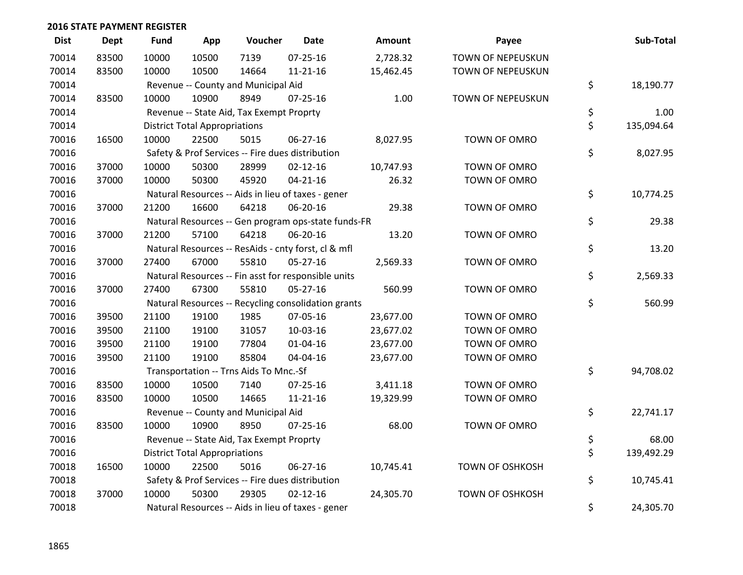## 2016 STATE PAYMENT REGISTER

| Dist | Dept | Fund | App | Voucher | Date | Amount | Payee | Sub-Total |
|---|---|---|---|---|---|---|---|---|
| 70014 | 83500 | 10000 | 10500 | 7139 | 07-25-16 | 2,728.32 | TOWN OF NEPEUSKUN | |
| 70014 | 83500 | 10000 | 10500 | 14664 | 11-21-16 | 15,462.45 | TOWN OF NEPEUSKUN | |
| 70014 | | Revenue -- County and Municipal Aid | | | | | | $ 18,190.77 |
| 70014 | 83500 | 10000 | 10900 | 8949 | 07-25-16 | 1.00 | TOWN OF NEPEUSKUN | |
| 70014 | | Revenue -- State Aid, Tax Exempt Proprty | | | | | | $ 1.00 |
| 70014 | | District Total Appropriations | | | | | | $ 135,094.64 |
| 70016 | 16500 | 10000 | 22500 | 5015 | 06-27-16 | 8,027.95 | TOWN OF OMRO | |
| 70016 | | Safety & Prof Services -- Fire dues distribution | | | | | | $ 8,027.95 |
| 70016 | 37000 | 10000 | 50300 | 28999 | 02-12-16 | 10,747.93 | TOWN OF OMRO | |
| 70016 | 37000 | 10000 | 50300 | 45920 | 04-21-16 | 26.32 | TOWN OF OMRO | |
| 70016 | | Natural Resources -- Aids in lieu of taxes - gener | | | | | | $ 10,774.25 |
| 70016 | 37000 | 21200 | 16600 | 64218 | 06-20-16 | 29.38 | TOWN OF OMRO | |
| 70016 | | Natural Resources -- Gen program ops-state funds-FR | | | | | | $ 29.38 |
| 70016 | 37000 | 21200 | 57100 | 64218 | 06-20-16 | 13.20 | TOWN OF OMRO | |
| 70016 | | Natural Resources -- ResAids - cnty forst, cl & mfl | | | | | | $ 13.20 |
| 70016 | 37000 | 27400 | 67000 | 55810 | 05-27-16 | 2,569.33 | TOWN OF OMRO | |
| 70016 | | Natural Resources -- Fin asst for responsible units | | | | | | $ 2,569.33 |
| 70016 | 37000 | 27400 | 67300 | 55810 | 05-27-16 | 560.99 | TOWN OF OMRO | |
| 70016 | | Natural Resources -- Recycling consolidation grants | | | | | | $ 560.99 |
| 70016 | 39500 | 21100 | 19100 | 1985 | 07-05-16 | 23,677.00 | TOWN OF OMRO | |
| 70016 | 39500 | 21100 | 19100 | 31057 | 10-03-16 | 23,677.02 | TOWN OF OMRO | |
| 70016 | 39500 | 21100 | 19100 | 77804 | 01-04-16 | 23,677.00 | TOWN OF OMRO | |
| 70016 | 39500 | 21100 | 19100 | 85804 | 04-04-16 | 23,677.00 | TOWN OF OMRO | |
| 70016 | | Transportation -- Trns Aids To Mnc.-Sf | | | | | | $ 94,708.02 |
| 70016 | 83500 | 10000 | 10500 | 7140 | 07-25-16 | 3,411.18 | TOWN OF OMRO | |
| 70016 | 83500 | 10000 | 10500 | 14665 | 11-21-16 | 19,329.99 | TOWN OF OMRO | |
| 70016 | | Revenue -- County and Municipal Aid | | | | | | $ 22,741.17 |
| 70016 | 83500 | 10000 | 10900 | 8950 | 07-25-16 | 68.00 | TOWN OF OMRO | |
| 70016 | | Revenue -- State Aid, Tax Exempt Proprty | | | | | | $ 68.00 |
| 70016 | | District Total Appropriations | | | | | | $ 139,492.29 |
| 70018 | 16500 | 10000 | 22500 | 5016 | 06-27-16 | 10,745.41 | TOWN OF OSHKOSH | |
| 70018 | | Safety & Prof Services -- Fire dues distribution | | | | | | $ 10,745.41 |
| 70018 | 37000 | 10000 | 50300 | 29305 | 02-12-16 | 24,305.70 | TOWN OF OSHKOSH | |
| 70018 | | Natural Resources -- Aids in lieu of taxes - gener | | | | | | $ 24,305.70 |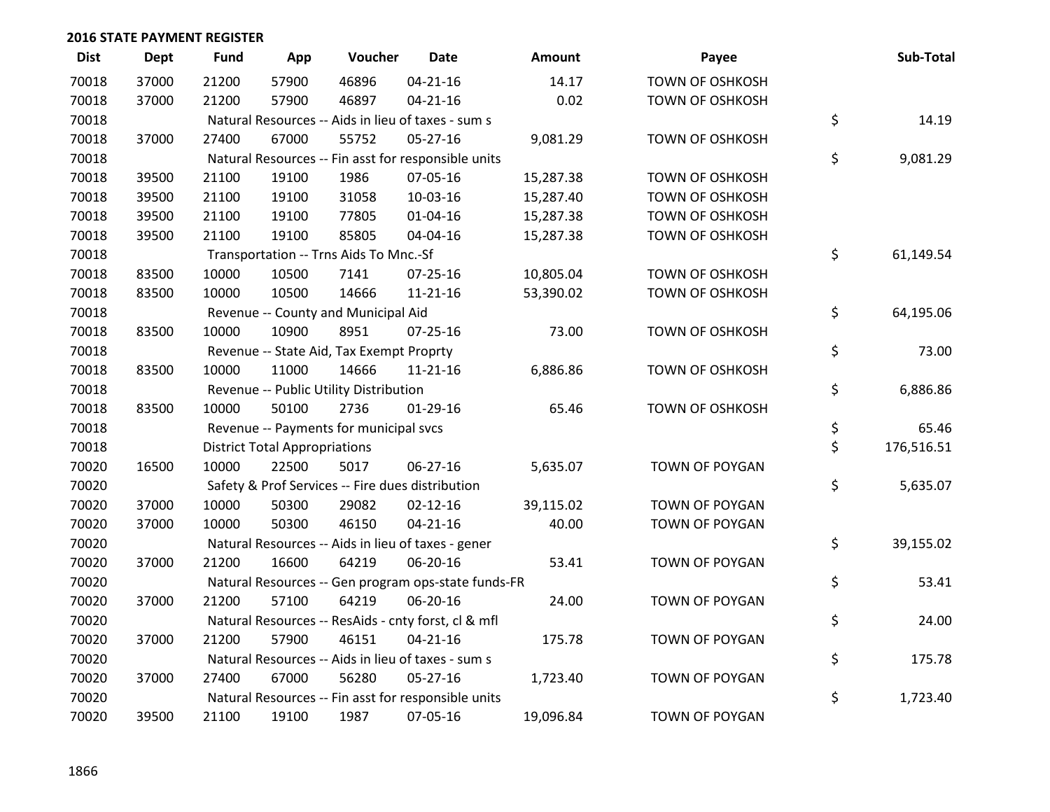## 2016 STATE PAYMENT REGISTER

| Dist | Dept | Fund | App | Voucher | Date | Amount | Payee | Sub-Total |
|---|---|---|---|---|---|---|---|---|
| 70018 | 37000 | 21200 | 57900 | 46896 | 04-21-16 | 14.17 | TOWN OF OSHKOSH | |
| 70018 | 37000 | 21200 | 57900 | 46897 | 04-21-16 | 0.02 | TOWN OF OSHKOSH | |
| 70018 | | Natural Resources -- Aids in lieu of taxes - sum s | | | | | | $ 14.19 |
| 70018 | 37000 | 27400 | 67000 | 55752 | 05-27-16 | 9,081.29 | TOWN OF OSHKOSH | |
| 70018 | | Natural Resources -- Fin asst for responsible units | | | | | | $ 9,081.29 |
| 70018 | 39500 | 21100 | 19100 | 1986 | 07-05-16 | 15,287.38 | TOWN OF OSHKOSH | |
| 70018 | 39500 | 21100 | 19100 | 31058 | 10-03-16 | 15,287.40 | TOWN OF OSHKOSH | |
| 70018 | 39500 | 21100 | 19100 | 77805 | 01-04-16 | 15,287.38 | TOWN OF OSHKOSH | |
| 70018 | 39500 | 21100 | 19100 | 85805 | 04-04-16 | 15,287.38 | TOWN OF OSHKOSH | |
| 70018 | | Transportation -- Trns Aids To Mnc.-Sf | | | | | | $ 61,149.54 |
| 70018 | 83500 | 10000 | 10500 | 7141 | 07-25-16 | 10,805.04 | TOWN OF OSHKOSH | |
| 70018 | 83500 | 10000 | 10500 | 14666 | 11-21-16 | 53,390.02 | TOWN OF OSHKOSH | |
| 70018 | | Revenue -- County and Municipal Aid | | | | | | $ 64,195.06 |
| 70018 | 83500 | 10000 | 10900 | 8951 | 07-25-16 | 73.00 | TOWN OF OSHKOSH | |
| 70018 | | Revenue -- State Aid, Tax Exempt Proprty | | | | | | $ 73.00 |
| 70018 | 83500 | 10000 | 11000 | 14666 | 11-21-16 | 6,886.86 | TOWN OF OSHKOSH | |
| 70018 | | Revenue -- Public Utility Distribution | | | | | | $ 6,886.86 |
| 70018 | 83500 | 10000 | 50100 | 2736 | 01-29-16 | 65.46 | TOWN OF OSHKOSH | |
| 70018 | | Revenue -- Payments for municipal svcs | | | | | | $ 65.46 |
| 70018 | | District Total Appropriations | | | | | | $ 176,516.51 |
| 70020 | 16500 | 10000 | 22500 | 5017 | 06-27-16 | 5,635.07 | TOWN OF POYGAN | |
| 70020 | | Safety & Prof Services -- Fire dues distribution | | | | | | $ 5,635.07 |
| 70020 | 37000 | 10000 | 50300 | 29082 | 02-12-16 | 39,115.02 | TOWN OF POYGAN | |
| 70020 | 37000 | 10000 | 50300 | 46150 | 04-21-16 | 40.00 | TOWN OF POYGAN | |
| 70020 | | Natural Resources -- Aids in lieu of taxes - gener | | | | | | $ 39,155.02 |
| 70020 | 37000 | 21200 | 16600 | 64219 | 06-20-16 | 53.41 | TOWN OF POYGAN | |
| 70020 | | Natural Resources -- Gen program ops-state funds-FR | | | | | | $ 53.41 |
| 70020 | 37000 | 21200 | 57100 | 64219 | 06-20-16 | 24.00 | TOWN OF POYGAN | |
| 70020 | | Natural Resources -- ResAids - cnty forst, cl & mfl | | | | | | $ 24.00 |
| 70020 | 37000 | 21200 | 57900 | 46151 | 04-21-16 | 175.78 | TOWN OF POYGAN | |
| 70020 | | Natural Resources -- Aids in lieu of taxes - sum s | | | | | | $ 175.78 |
| 70020 | 37000 | 27400 | 67000 | 56280 | 05-27-16 | 1,723.40 | TOWN OF POYGAN | |
| 70020 | | Natural Resources -- Fin asst for responsible units | | | | | | $ 1,723.40 |
| 70020 | 39500 | 21100 | 19100 | 1987 | 07-05-16 | 19,096.84 | TOWN OF POYGAN | |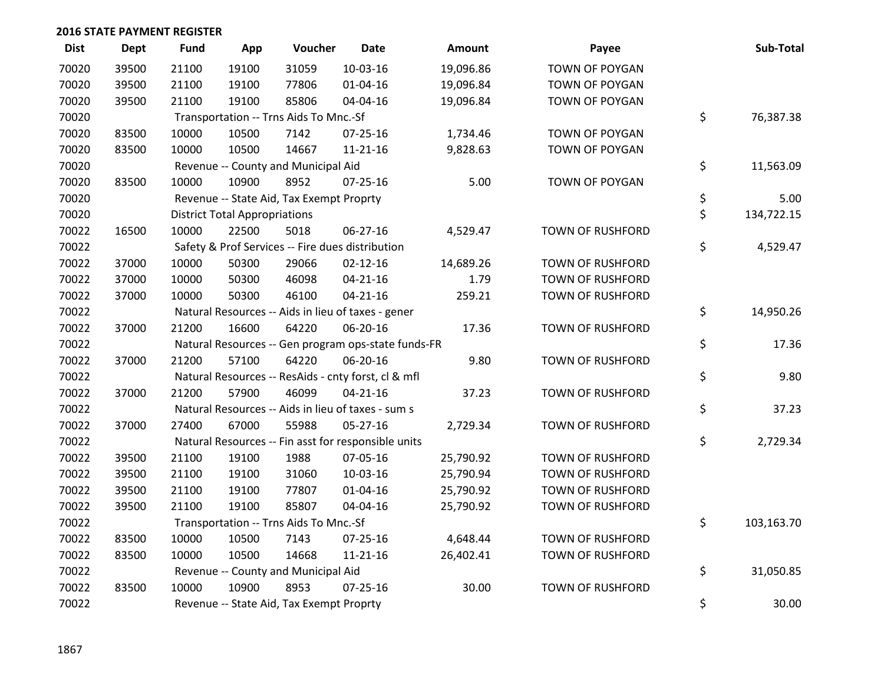## 2016 STATE PAYMENT REGISTER

| Dist | Dept | Fund | App | Voucher | Date | Amount | Payee | Sub-Total |
|---|---|---|---|---|---|---|---|---|
| 70020 | 39500 | 21100 | 19100 | 31059 | 10-03-16 | 19,096.86 | TOWN OF POYGAN | |
| 70020 | 39500 | 21100 | 19100 | 77806 | 01-04-16 | 19,096.84 | TOWN OF POYGAN | |
| 70020 | 39500 | 21100 | 19100 | 85806 | 04-04-16 | 19,096.84 | TOWN OF POYGAN | |
| 70020 | | Transportation -- Trns Aids To Mnc.-Sf | | | | | | $ 76,387.38 |
| 70020 | 83500 | 10000 | 10500 | 7142 | 07-25-16 | 1,734.46 | TOWN OF POYGAN | |
| 70020 | 83500 | 10000 | 10500 | 14667 | 11-21-16 | 9,828.63 | TOWN OF POYGAN | |
| 70020 | | Revenue -- County and Municipal Aid | | | | | | $ 11,563.09 |
| 70020 | 83500 | 10000 | 10900 | 8952 | 07-25-16 | 5.00 | TOWN OF POYGAN | |
| 70020 | | Revenue -- State Aid, Tax Exempt Proprty | | | | | | $ 5.00 |
| 70020 | | District Total Appropriations | | | | | | $ 134,722.15 |
| 70022 | 16500 | 10000 | 22500 | 5018 | 06-27-16 | 4,529.47 | TOWN OF RUSHFORD | |
| 70022 | | Safety & Prof Services -- Fire dues distribution | | | | | | $ 4,529.47 |
| 70022 | 37000 | 10000 | 50300 | 29066 | 02-12-16 | 14,689.26 | TOWN OF RUSHFORD | |
| 70022 | 37000 | 10000 | 50300 | 46098 | 04-21-16 | 1.79 | TOWN OF RUSHFORD | |
| 70022 | 37000 | 10000 | 50300 | 46100 | 04-21-16 | 259.21 | TOWN OF RUSHFORD | |
| 70022 | | Natural Resources -- Aids in lieu of taxes - gener | | | | | | $ 14,950.26 |
| 70022 | 37000 | 21200 | 16600 | 64220 | 06-20-16 | 17.36 | TOWN OF RUSHFORD | |
| 70022 | | Natural Resources -- Gen program ops-state funds-FR | | | | | | $ 17.36 |
| 70022 | 37000 | 21200 | 57100 | 64220 | 06-20-16 | 9.80 | TOWN OF RUSHFORD | |
| 70022 | | Natural Resources -- ResAids - cnty forst, cl & mfl | | | | | | $ 9.80 |
| 70022 | 37000 | 21200 | 57900 | 46099 | 04-21-16 | 37.23 | TOWN OF RUSHFORD | |
| 70022 | | Natural Resources -- Aids in lieu of taxes - sum s | | | | | | $ 37.23 |
| 70022 | 37000 | 27400 | 67000 | 55988 | 05-27-16 | 2,729.34 | TOWN OF RUSHFORD | |
| 70022 | | Natural Resources -- Fin asst for responsible units | | | | | | $ 2,729.34 |
| 70022 | 39500 | 21100 | 19100 | 1988 | 07-05-16 | 25,790.92 | TOWN OF RUSHFORD | |
| 70022 | 39500 | 21100 | 19100 | 31060 | 10-03-16 | 25,790.94 | TOWN OF RUSHFORD | |
| 70022 | 39500 | 21100 | 19100 | 77807 | 01-04-16 | 25,790.92 | TOWN OF RUSHFORD | |
| 70022 | 39500 | 21100 | 19100 | 85807 | 04-04-16 | 25,790.92 | TOWN OF RUSHFORD | |
| 70022 | | Transportation -- Trns Aids To Mnc.-Sf | | | | | | $ 103,163.70 |
| 70022 | 83500 | 10000 | 10500 | 7143 | 07-25-16 | 4,648.44 | TOWN OF RUSHFORD | |
| 70022 | 83500 | 10000 | 10500 | 14668 | 11-21-16 | 26,402.41 | TOWN OF RUSHFORD | |
| 70022 | | Revenue -- County and Municipal Aid | | | | | | $ 31,050.85 |
| 70022 | 83500 | 10000 | 10900 | 8953 | 07-25-16 | 30.00 | TOWN OF RUSHFORD | |
| 70022 | | Revenue -- State Aid, Tax Exempt Proprty | | | | | | $ 30.00 |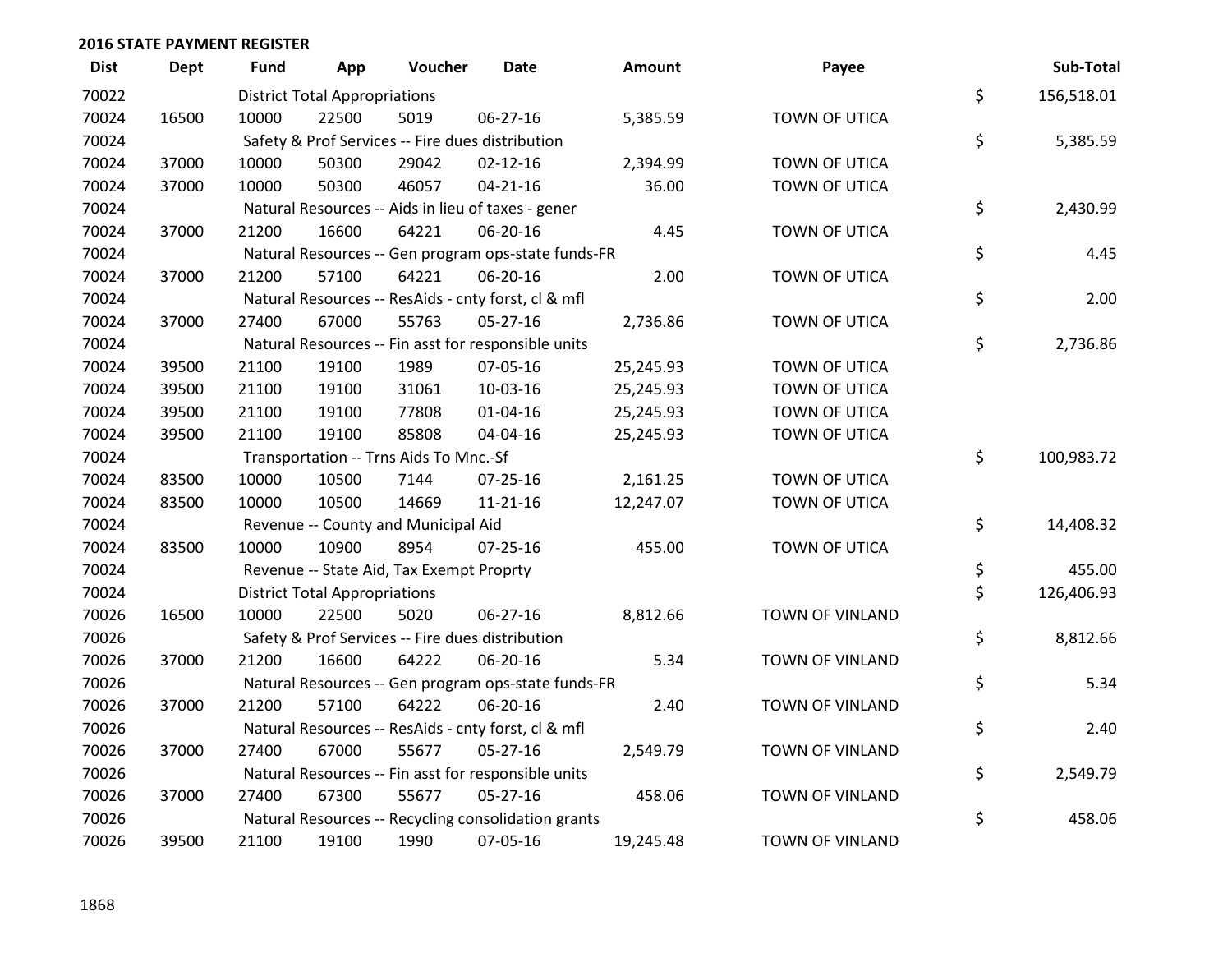## 2016 STATE PAYMENT REGISTER

| Dist | Dept | Fund | App | Voucher | Date | Amount | Payee | | Sub-Total |
|---|---|---|---|---|---|---|---|---|---|
| 70022 | | District Total Appropriations | | | | | | $ | 156,518.01 |
| 70024 | 16500 | 10000 | 22500 | 5019 | 06-27-16 | 5,385.59 | TOWN OF UTICA | | |
| 70024 | | Safety & Prof Services -- Fire dues distribution | | | | | | $ | 5,385.59 |
| 70024 | 37000 | 10000 | 50300 | 29042 | 02-12-16 | 2,394.99 | TOWN OF UTICA | | |
| 70024 | 37000 | 10000 | 50300 | 46057 | 04-21-16 | 36.00 | TOWN OF UTICA | | |
| 70024 | | Natural Resources -- Aids in lieu of taxes - gener | | | | | | $ | 2,430.99 |
| 70024 | 37000 | 21200 | 16600 | 64221 | 06-20-16 | 4.45 | TOWN OF UTICA | | |
| 70024 | | Natural Resources -- Gen program ops-state funds-FR | | | | | | $ | 4.45 |
| 70024 | 37000 | 21200 | 57100 | 64221 | 06-20-16 | 2.00 | TOWN OF UTICA | | |
| 70024 | | Natural Resources -- ResAids - cnty forst, cl & mfl | | | | | | $ | 2.00 |
| 70024 | 37000 | 27400 | 67000 | 55763 | 05-27-16 | 2,736.86 | TOWN OF UTICA | | |
| 70024 | | Natural Resources -- Fin asst for responsible units | | | | | | $ | 2,736.86 |
| 70024 | 39500 | 21100 | 19100 | 1989 | 07-05-16 | 25,245.93 | TOWN OF UTICA | | |
| 70024 | 39500 | 21100 | 19100 | 31061 | 10-03-16 | 25,245.93 | TOWN OF UTICA | | |
| 70024 | 39500 | 21100 | 19100 | 77808 | 01-04-16 | 25,245.93 | TOWN OF UTICA | | |
| 70024 | 39500 | 21100 | 19100 | 85808 | 04-04-16 | 25,245.93 | TOWN OF UTICA | | |
| 70024 | | Transportation -- Trns Aids To Mnc.-Sf | | | | | | $ | 100,983.72 |
| 70024 | 83500 | 10000 | 10500 | 7144 | 07-25-16 | 2,161.25 | TOWN OF UTICA | | |
| 70024 | 83500 | 10000 | 10500 | 14669 | 11-21-16 | 12,247.07 | TOWN OF UTICA | | |
| 70024 | | Revenue -- County and Municipal Aid | | | | | | $ | 14,408.32 |
| 70024 | 83500 | 10000 | 10900 | 8954 | 07-25-16 | 455.00 | TOWN OF UTICA | | |
| 70024 | | Revenue -- State Aid, Tax Exempt Proprty | | | | | | $ | 455.00 |
| 70024 | | District Total Appropriations | | | | | | $ | 126,406.93 |
| 70026 | 16500 | 10000 | 22500 | 5020 | 06-27-16 | 8,812.66 | TOWN OF VINLAND | | |
| 70026 | | Safety & Prof Services -- Fire dues distribution | | | | | | $ | 8,812.66 |
| 70026 | 37000 | 21200 | 16600 | 64222 | 06-20-16 | 5.34 | TOWN OF VINLAND | | |
| 70026 | | Natural Resources -- Gen program ops-state funds-FR | | | | | | $ | 5.34 |
| 70026 | 37000 | 21200 | 57100 | 64222 | 06-20-16 | 2.40 | TOWN OF VINLAND | | |
| 70026 | | Natural Resources -- ResAids - cnty forst, cl & mfl | | | | | | $ | 2.40 |
| 70026 | 37000 | 27400 | 67000 | 55677 | 05-27-16 | 2,549.79 | TOWN OF VINLAND | | |
| 70026 | | Natural Resources -- Fin asst for responsible units | | | | | | $ | 2,549.79 |
| 70026 | 37000 | 27400 | 67300 | 55677 | 05-27-16 | 458.06 | TOWN OF VINLAND | | |
| 70026 | | Natural Resources -- Recycling consolidation grants | | | | | | $ | 458.06 |
| 70026 | 39500 | 21100 | 19100 | 1990 | 07-05-16 | 19,245.48 | TOWN OF VINLAND | | |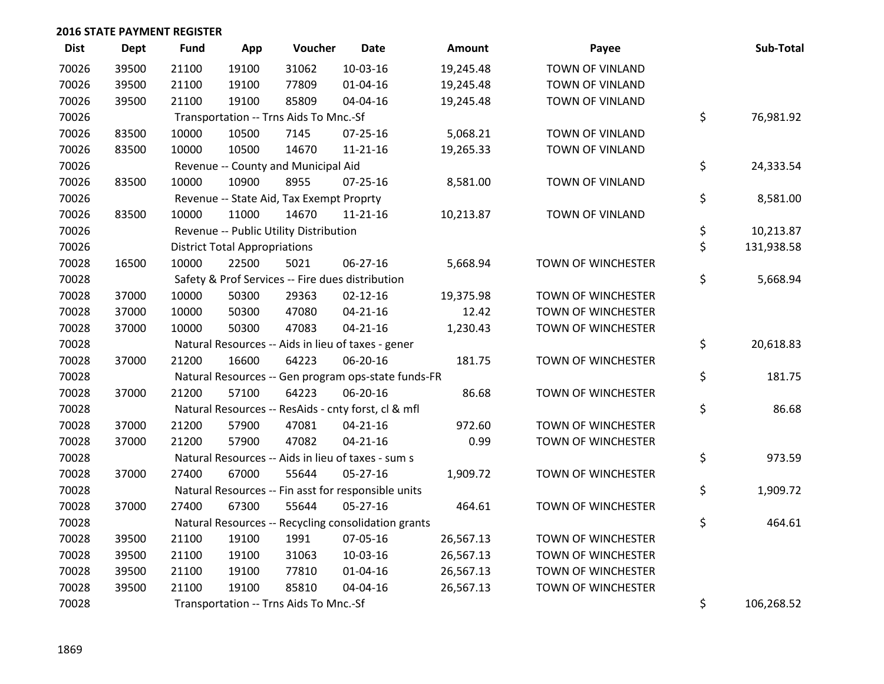**2016 STATE PAYMENT REGISTER**

| Dist | Dept | Fund | App | Voucher | Date | Amount | Payee | | Sub-Total |
|---|---|---|---|---|---|---|---|---|---|
| 70026 | 39500 | 21100 | 19100 | 31062 | 10-03-16 | 19,245.48 | TOWN OF VINLAND | | |
| 70026 | 39500 | 21100 | 19100 | 77809 | 01-04-16 | 19,245.48 | TOWN OF VINLAND | | |
| 70026 | 39500 | 21100 | 19100 | 85809 | 04-04-16 | 19,245.48 | TOWN OF VINLAND | | |
| 70026 | | Transportation -- Trns Aids To Mnc.-Sf | | | | | | $ | 76,981.92 |
| 70026 | 83500 | 10000 | 10500 | 7145 | 07-25-16 | 5,068.21 | TOWN OF VINLAND | | |
| 70026 | 83500 | 10000 | 10500 | 14670 | 11-21-16 | 19,265.33 | TOWN OF VINLAND | | |
| 70026 | | Revenue -- County and Municipal Aid | | | | | | $ | 24,333.54 |
| 70026 | 83500 | 10000 | 10900 | 8955 | 07-25-16 | 8,581.00 | TOWN OF VINLAND | | |
| 70026 | | Revenue -- State Aid, Tax Exempt Proprty | | | | | | $ | 8,581.00 |
| 70026 | 83500 | 10000 | 11000 | 14670 | 11-21-16 | 10,213.87 | TOWN OF VINLAND | | |
| 70026 | | Revenue -- Public Utility Distribution | | | | | | $ | 10,213.87 |
| 70026 | | District Total Appropriations | | | | | | $ | 131,938.58 |
| 70028 | 16500 | 10000 | 22500 | 5021 | 06-27-16 | 5,668.94 | TOWN OF WINCHESTER | | |
| 70028 | | Safety & Prof Services -- Fire dues distribution | | | | | | $ | 5,668.94 |
| 70028 | 37000 | 10000 | 50300 | 29363 | 02-12-16 | 19,375.98 | TOWN OF WINCHESTER | | |
| 70028 | 37000 | 10000 | 50300 | 47080 | 04-21-16 | 12.42 | TOWN OF WINCHESTER | | |
| 70028 | 37000 | 10000 | 50300 | 47083 | 04-21-16 | 1,230.43 | TOWN OF WINCHESTER | | |
| 70028 | | Natural Resources -- Aids in lieu of taxes - gener | | | | | | $ | 20,618.83 |
| 70028 | 37000 | 21200 | 16600 | 64223 | 06-20-16 | 181.75 | TOWN OF WINCHESTER | | |
| 70028 | | Natural Resources -- Gen program ops-state funds-FR | | | | | | $ | 181.75 |
| 70028 | 37000 | 21200 | 57100 | 64223 | 06-20-16 | 86.68 | TOWN OF WINCHESTER | | |
| 70028 | | Natural Resources -- ResAids - cnty forst, cl & mfl | | | | | | $ | 86.68 |
| 70028 | 37000 | 21200 | 57900 | 47081 | 04-21-16 | 972.60 | TOWN OF WINCHESTER | | |
| 70028 | 37000 | 21200 | 57900 | 47082 | 04-21-16 | 0.99 | TOWN OF WINCHESTER | | |
| 70028 | | Natural Resources -- Aids in lieu of taxes - sum s | | | | | | $ | 973.59 |
| 70028 | 37000 | 27400 | 67000 | 55644 | 05-27-16 | 1,909.72 | TOWN OF WINCHESTER | | |
| 70028 | | Natural Resources -- Fin asst for responsible units | | | | | | $ | 1,909.72 |
| 70028 | 37000 | 27400 | 67300 | 55644 | 05-27-16 | 464.61 | TOWN OF WINCHESTER | | |
| 70028 | | Natural Resources -- Recycling consolidation grants | | | | | | $ | 464.61 |
| 70028 | 39500 | 21100 | 19100 | 1991 | 07-05-16 | 26,567.13 | TOWN OF WINCHESTER | | |
| 70028 | 39500 | 21100 | 19100 | 31063 | 10-03-16 | 26,567.13 | TOWN OF WINCHESTER | | |
| 70028 | 39500 | 21100 | 19100 | 77810 | 01-04-16 | 26,567.13 | TOWN OF WINCHESTER | | |
| 70028 | 39500 | 21100 | 19100 | 85810 | 04-04-16 | 26,567.13 | TOWN OF WINCHESTER | | |
| 70028 | | Transportation -- Trns Aids To Mnc.-Sf | | | | | | $ | 106,268.52 |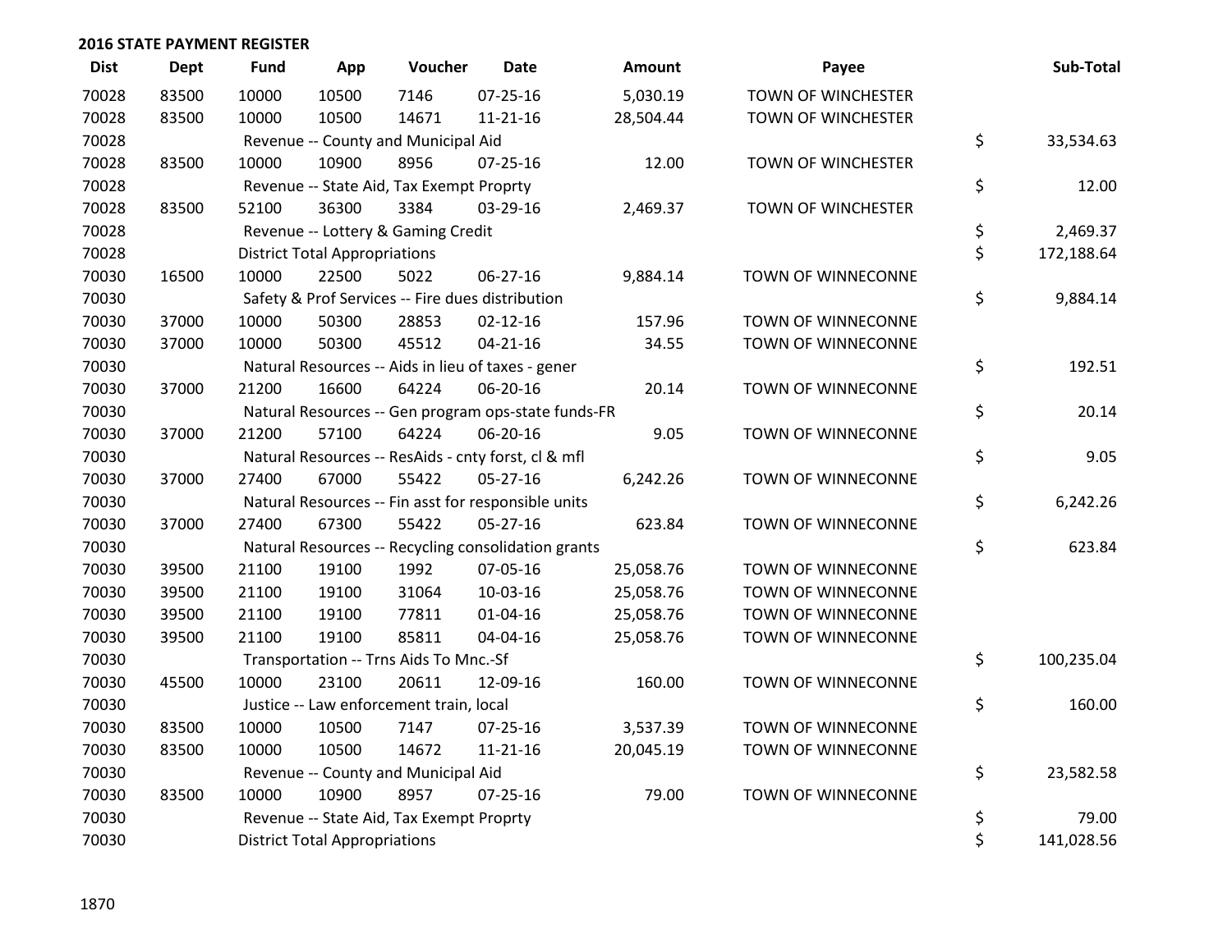## 2016 STATE PAYMENT REGISTER

| Dist | Dept | Fund | App | Voucher | Date | Amount | Payee | Sub-Total |
|---|---|---|---|---|---|---|---|---|
| 70028 | 83500 | 10000 | 10500 | 7146 | 07-25-16 | 5,030.19 | TOWN OF WINCHESTER | |
| 70028 | 83500 | 10000 | 10500 | 14671 | 11-21-16 | 28,504.44 | TOWN OF WINCHESTER | |
| 70028 | | Revenue -- County and Municipal Aid | | | | | | $ 33,534.63 |
| 70028 | 83500 | 10000 | 10900 | 8956 | 07-25-16 | 12.00 | TOWN OF WINCHESTER | |
| 70028 | | Revenue -- State Aid, Tax Exempt Proprty | | | | | | $ 12.00 |
| 70028 | 83500 | 52100 | 36300 | 3384 | 03-29-16 | 2,469.37 | TOWN OF WINCHESTER | |
| 70028 | | Revenue -- Lottery & Gaming Credit | | | | | | $ 2,469.37 |
| 70028 | | District Total Appropriations | | | | | | $ 172,188.64 |
| 70030 | 16500 | 10000 | 22500 | 5022 | 06-27-16 | 9,884.14 | TOWN OF WINNECONNE | |
| 70030 | | Safety & Prof Services -- Fire dues distribution | | | | | | $ 9,884.14 |
| 70030 | 37000 | 10000 | 50300 | 28853 | 02-12-16 | 157.96 | TOWN OF WINNECONNE | |
| 70030 | 37000 | 10000 | 50300 | 45512 | 04-21-16 | 34.55 | TOWN OF WINNECONNE | |
| 70030 | | Natural Resources -- Aids in lieu of taxes - gener | | | | | | $ 192.51 |
| 70030 | 37000 | 21200 | 16600 | 64224 | 06-20-16 | 20.14 | TOWN OF WINNECONNE | |
| 70030 | | Natural Resources -- Gen program ops-state funds-FR | | | | | | $ 20.14 |
| 70030 | 37000 | 21200 | 57100 | 64224 | 06-20-16 | 9.05 | TOWN OF WINNECONNE | |
| 70030 | | Natural Resources -- ResAids - cnty forst, cl & mfl | | | | | | $ 9.05 |
| 70030 | 37000 | 27400 | 67000 | 55422 | 05-27-16 | 6,242.26 | TOWN OF WINNECONNE | |
| 70030 | | Natural Resources -- Fin asst for responsible units | | | | | | $ 6,242.26 |
| 70030 | 37000 | 27400 | 67300 | 55422 | 05-27-16 | 623.84 | TOWN OF WINNECONNE | |
| 70030 | | Natural Resources -- Recycling consolidation grants | | | | | | $ 623.84 |
| 70030 | 39500 | 21100 | 19100 | 1992 | 07-05-16 | 25,058.76 | TOWN OF WINNECONNE | |
| 70030 | 39500 | 21100 | 19100 | 31064 | 10-03-16 | 25,058.76 | TOWN OF WINNECONNE | |
| 70030 | 39500 | 21100 | 19100 | 77811 | 01-04-16 | 25,058.76 | TOWN OF WINNECONNE | |
| 70030 | 39500 | 21100 | 19100 | 85811 | 04-04-16 | 25,058.76 | TOWN OF WINNECONNE | |
| 70030 | | Transportation -- Trns Aids To Mnc.-Sf | | | | | | $ 100,235.04 |
| 70030 | 45500 | 10000 | 23100 | 20611 | 12-09-16 | 160.00 | TOWN OF WINNECONNE | |
| 70030 | | Justice -- Law enforcement train, local | | | | | | $ 160.00 |
| 70030 | 83500 | 10000 | 10500 | 7147 | 07-25-16 | 3,537.39 | TOWN OF WINNECONNE | |
| 70030 | 83500 | 10000 | 10500 | 14672 | 11-21-16 | 20,045.19 | TOWN OF WINNECONNE | |
| 70030 | | Revenue -- County and Municipal Aid | | | | | | $ 23,582.58 |
| 70030 | 83500 | 10000 | 10900 | 8957 | 07-25-16 | 79.00 | TOWN OF WINNECONNE | |
| 70030 | | Revenue -- State Aid, Tax Exempt Proprty | | | | | | $ 79.00 |
| 70030 | | District Total Appropriations | | | | | | $ 141,028.56 |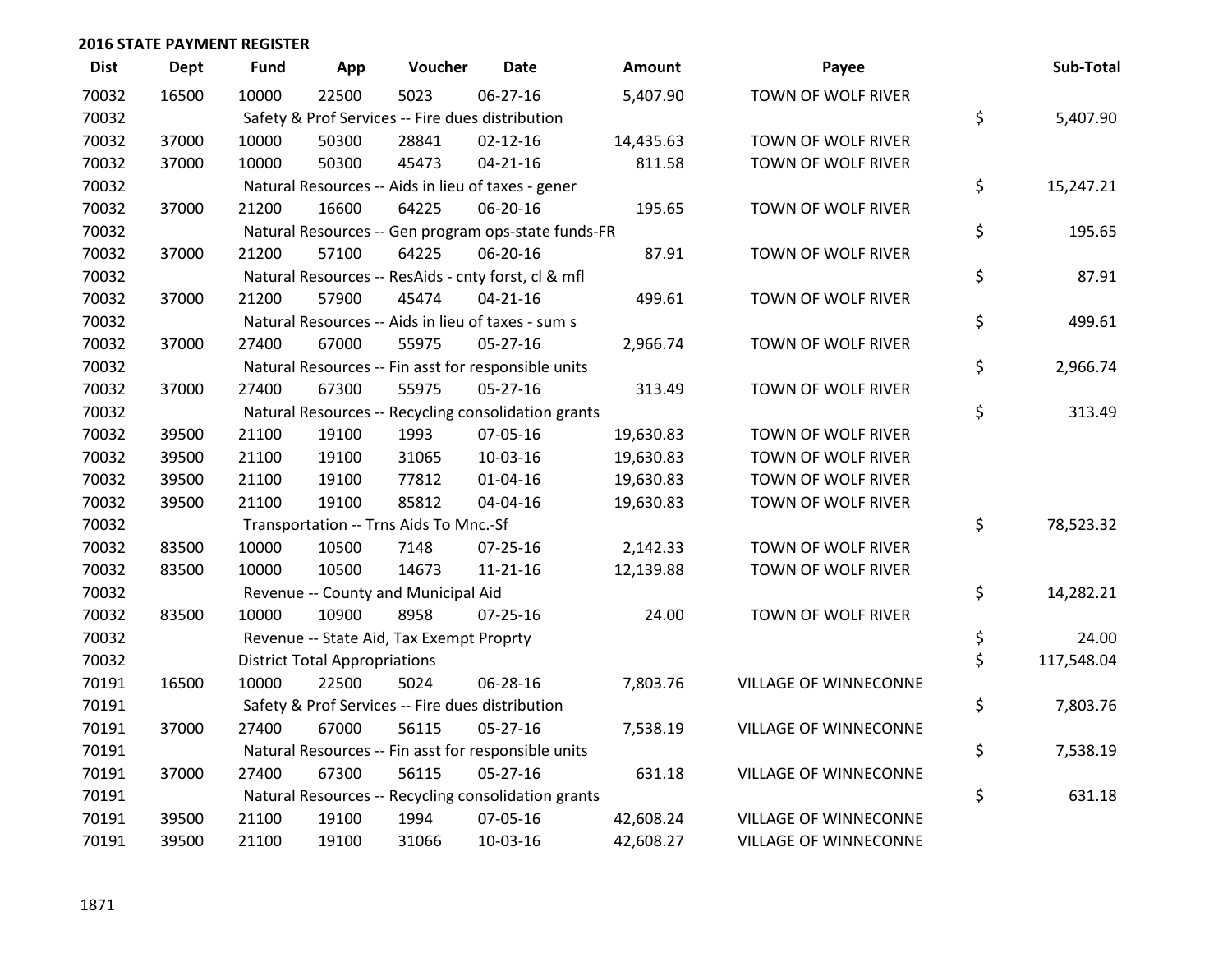**2016 STATE PAYMENT REGISTER**

| Dist | Dept | Fund | App | Voucher | Date | Amount | Payee | Sub-Total |
|---|---|---|---|---|---|---|---|---|
| 70032 | 16500 | 10000 | 22500 | 5023 | 06-27-16 | 5,407.90 | TOWN OF WOLF RIVER | |
| 70032 | | Safety & Prof Services -- Fire dues distribution | | | | | | $ 5,407.90 |
| 70032 | 37000 | 10000 | 50300 | 28841 | 02-12-16 | 14,435.63 | TOWN OF WOLF RIVER | |
| 70032 | 37000 | 10000 | 50300 | 45473 | 04-21-16 | 811.58 | TOWN OF WOLF RIVER | |
| 70032 | | Natural Resources -- Aids in lieu of taxes - gener | | | | | | $ 15,247.21 |
| 70032 | 37000 | 21200 | 16600 | 64225 | 06-20-16 | 195.65 | TOWN OF WOLF RIVER | |
| 70032 | | Natural Resources -- Gen program ops-state funds-FR | | | | | | $ 195.65 |
| 70032 | 37000 | 21200 | 57100 | 64225 | 06-20-16 | 87.91 | TOWN OF WOLF RIVER | |
| 70032 | | Natural Resources -- ResAids - cnty forst, cl & mfl | | | | | | $ 87.91 |
| 70032 | 37000 | 21200 | 57900 | 45474 | 04-21-16 | 499.61 | TOWN OF WOLF RIVER | |
| 70032 | | Natural Resources -- Aids in lieu of taxes - sum s | | | | | | $ 499.61 |
| 70032 | 37000 | 27400 | 67000 | 55975 | 05-27-16 | 2,966.74 | TOWN OF WOLF RIVER | |
| 70032 | | Natural Resources -- Fin asst for responsible units | | | | | | $ 2,966.74 |
| 70032 | 37000 | 27400 | 67300 | 55975 | 05-27-16 | 313.49 | TOWN OF WOLF RIVER | |
| 70032 | | Natural Resources -- Recycling consolidation grants | | | | | | $ 313.49 |
| 70032 | 39500 | 21100 | 19100 | 1993 | 07-05-16 | 19,630.83 | TOWN OF WOLF RIVER | |
| 70032 | 39500 | 21100 | 19100 | 31065 | 10-03-16 | 19,630.83 | TOWN OF WOLF RIVER | |
| 70032 | 39500 | 21100 | 19100 | 77812 | 01-04-16 | 19,630.83 | TOWN OF WOLF RIVER | |
| 70032 | 39500 | 21100 | 19100 | 85812 | 04-04-16 | 19,630.83 | TOWN OF WOLF RIVER | |
| 70032 | | Transportation -- Trns Aids To Mnc.-Sf | | | | | | $ 78,523.32 |
| 70032 | 83500 | 10000 | 10500 | 7148 | 07-25-16 | 2,142.33 | TOWN OF WOLF RIVER | |
| 70032 | 83500 | 10000 | 10500 | 14673 | 11-21-16 | 12,139.88 | TOWN OF WOLF RIVER | |
| 70032 | | Revenue -- County and Municipal Aid | | | | | | $ 14,282.21 |
| 70032 | 83500 | 10000 | 10900 | 8958 | 07-25-16 | 24.00 | TOWN OF WOLF RIVER | |
| 70032 | | Revenue -- State Aid, Tax Exempt Proprty | | | | | | $ 24.00 |
| 70032 | | District Total Appropriations | | | | | | $ 117,548.04 |
| 70191 | 16500 | 10000 | 22500 | 5024 | 06-28-16 | 7,803.76 | VILLAGE OF WINNECONNE | |
| 70191 | | Safety & Prof Services -- Fire dues distribution | | | | | | $ 7,803.76 |
| 70191 | 37000 | 27400 | 67000 | 56115 | 05-27-16 | 7,538.19 | VILLAGE OF WINNECONNE | |
| 70191 | | Natural Resources -- Fin asst for responsible units | | | | | | $ 7,538.19 |
| 70191 | 37000 | 27400 | 67300 | 56115 | 05-27-16 | 631.18 | VILLAGE OF WINNECONNE | |
| 70191 | | Natural Resources -- Recycling consolidation grants | | | | | | $ 631.18 |
| 70191 | 39500 | 21100 | 19100 | 1994 | 07-05-16 | 42,608.24 | VILLAGE OF WINNECONNE | |
| 70191 | 39500 | 21100 | 19100 | 31066 | 10-03-16 | 42,608.27 | VILLAGE OF WINNECONNE | |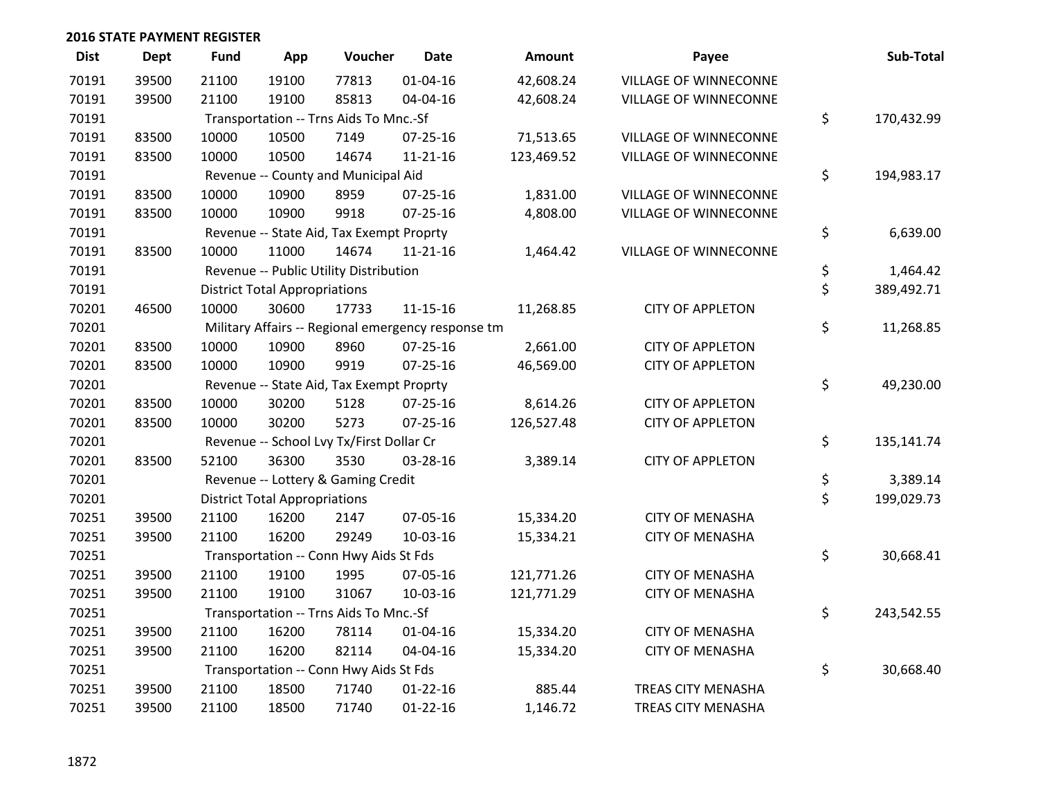## 2016 STATE PAYMENT REGISTER

| Dist | Dept | Fund | App | Voucher | Date | Amount | Payee | Sub-Total |
|---|---|---|---|---|---|---|---|---|
| 70191 | 39500 | 21100 | 19100 | 77813 | 01-04-16 | 42,608.24 | VILLAGE OF WINNECONNE | |
| 70191 | 39500 | 21100 | 19100 | 85813 | 04-04-16 | 42,608.24 | VILLAGE OF WINNECONNE | |
| 70191 | | Transportation -- Trns Aids To Mnc.-Sf | | | | | | $ 170,432.99 |
| 70191 | 83500 | 10000 | 10500 | 7149 | 07-25-16 | 71,513.65 | VILLAGE OF WINNECONNE | |
| 70191 | 83500 | 10000 | 10500 | 14674 | 11-21-16 | 123,469.52 | VILLAGE OF WINNECONNE | |
| 70191 | | Revenue -- County and Municipal Aid | | | | | | $ 194,983.17 |
| 70191 | 83500 | 10000 | 10900 | 8959 | 07-25-16 | 1,831.00 | VILLAGE OF WINNECONNE | |
| 70191 | 83500 | 10000 | 10900 | 9918 | 07-25-16 | 4,808.00 | VILLAGE OF WINNECONNE | |
| 70191 | | Revenue -- State Aid, Tax Exempt Proprty | | | | | | $ 6,639.00 |
| 70191 | 83500 | 10000 | 11000 | 14674 | 11-21-16 | 1,464.42 | VILLAGE OF WINNECONNE | |
| 70191 | | Revenue -- Public Utility Distribution | | | | | | $ 1,464.42 |
| 70191 | | District Total Appropriations | | | | | | $ 389,492.71 |
| 70201 | 46500 | 10000 | 30600 | 17733 | 11-15-16 | 11,268.85 | CITY OF APPLETON | |
| 70201 | | Military Affairs -- Regional emergency response tm | | | | | | $ 11,268.85 |
| 70201 | 83500 | 10000 | 10900 | 8960 | 07-25-16 | 2,661.00 | CITY OF APPLETON | |
| 70201 | 83500 | 10000 | 10900 | 9919 | 07-25-16 | 46,569.00 | CITY OF APPLETON | |
| 70201 | | Revenue -- State Aid, Tax Exempt Proprty | | | | | | $ 49,230.00 |
| 70201 | 83500 | 10000 | 30200 | 5128 | 07-25-16 | 8,614.26 | CITY OF APPLETON | |
| 70201 | 83500 | 10000 | 30200 | 5273 | 07-25-16 | 126,527.48 | CITY OF APPLETON | |
| 70201 | | Revenue -- School Lvy Tx/First Dollar Cr | | | | | | $ 135,141.74 |
| 70201 | 83500 | 52100 | 36300 | 3530 | 03-28-16 | 3,389.14 | CITY OF APPLETON | |
| 70201 | | Revenue -- Lottery & Gaming Credit | | | | | | $ 3,389.14 |
| 70201 | | District Total Appropriations | | | | | | $ 199,029.73 |
| 70251 | 39500 | 21100 | 16200 | 2147 | 07-05-16 | 15,334.20 | CITY OF MENASHA | |
| 70251 | 39500 | 21100 | 16200 | 29249 | 10-03-16 | 15,334.21 | CITY OF MENASHA | |
| 70251 | | Transportation -- Conn Hwy Aids St Fds | | | | | | $ 30,668.41 |
| 70251 | 39500 | 21100 | 19100 | 1995 | 07-05-16 | 121,771.26 | CITY OF MENASHA | |
| 70251 | 39500 | 21100 | 19100 | 31067 | 10-03-16 | 121,771.29 | CITY OF MENASHA | |
| 70251 | | Transportation -- Trns Aids To Mnc.-Sf | | | | | | $ 243,542.55 |
| 70251 | 39500 | 21100 | 16200 | 78114 | 01-04-16 | 15,334.20 | CITY OF MENASHA | |
| 70251 | 39500 | 21100 | 16200 | 82114 | 04-04-16 | 15,334.20 | CITY OF MENASHA | |
| 70251 | | Transportation -- Conn Hwy Aids St Fds | | | | | | $ 30,668.40 |
| 70251 | 39500 | 21100 | 18500 | 71740 | 01-22-16 | 885.44 | TREAS CITY MENASHA | |
| 70251 | 39500 | 21100 | 18500 | 71740 | 01-22-16 | 1,146.72 | TREAS CITY MENASHA | |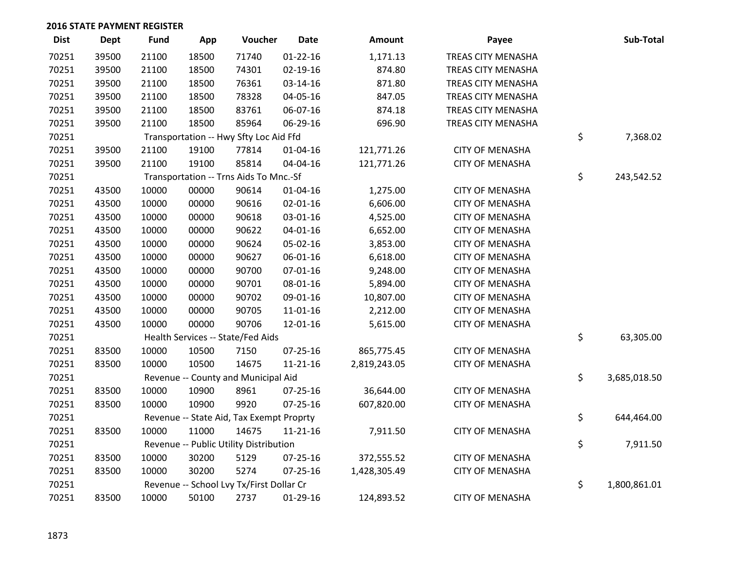## 2016 STATE PAYMENT REGISTER

| Dist | Dept | Fund | App | Voucher | Date | Amount | Payee | Sub-Total |
|---|---|---|---|---|---|---|---|---|
| 70251 | 39500 | 21100 | 18500 | 71740 | 01-22-16 | 1,171.13 | TREAS CITY MENASHA | |
| 70251 | 39500 | 21100 | 18500 | 74301 | 02-19-16 | 874.80 | TREAS CITY MENASHA | |
| 70251 | 39500 | 21100 | 18500 | 76361 | 03-14-16 | 871.80 | TREAS CITY MENASHA | |
| 70251 | 39500 | 21100 | 18500 | 78328 | 04-05-16 | 847.05 | TREAS CITY MENASHA | |
| 70251 | 39500 | 21100 | 18500 | 83761 | 06-07-16 | 874.18 | TREAS CITY MENASHA | |
| 70251 | 39500 | 21100 | 18500 | 85964 | 06-29-16 | 696.90 | TREAS CITY MENASHA | |
| 70251 | | Transportation -- Hwy Sfty Loc Aid Ffd | | | | | | $ 7,368.02 |
| 70251 | 39500 | 21100 | 19100 | 77814 | 01-04-16 | 121,771.26 | CITY OF MENASHA | |
| 70251 | 39500 | 21100 | 19100 | 85814 | 04-04-16 | 121,771.26 | CITY OF MENASHA | |
| 70251 | | Transportation -- Trns Aids To Mnc.-Sf | | | | | | $ 243,542.52 |
| 70251 | 43500 | 10000 | 00000 | 90614 | 01-04-16 | 1,275.00 | CITY OF MENASHA | |
| 70251 | 43500 | 10000 | 00000 | 90616 | 02-01-16 | 6,606.00 | CITY OF MENASHA | |
| 70251 | 43500 | 10000 | 00000 | 90618 | 03-01-16 | 4,525.00 | CITY OF MENASHA | |
| 70251 | 43500 | 10000 | 00000 | 90622 | 04-01-16 | 6,652.00 | CITY OF MENASHA | |
| 70251 | 43500 | 10000 | 00000 | 90624 | 05-02-16 | 3,853.00 | CITY OF MENASHA | |
| 70251 | 43500 | 10000 | 00000 | 90627 | 06-01-16 | 6,618.00 | CITY OF MENASHA | |
| 70251 | 43500 | 10000 | 00000 | 90700 | 07-01-16 | 9,248.00 | CITY OF MENASHA | |
| 70251 | 43500 | 10000 | 00000 | 90701 | 08-01-16 | 5,894.00 | CITY OF MENASHA | |
| 70251 | 43500 | 10000 | 00000 | 90702 | 09-01-16 | 10,807.00 | CITY OF MENASHA | |
| 70251 | 43500 | 10000 | 00000 | 90705 | 11-01-16 | 2,212.00 | CITY OF MENASHA | |
| 70251 | 43500 | 10000 | 00000 | 90706 | 12-01-16 | 5,615.00 | CITY OF MENASHA | |
| 70251 | | Health Services -- State/Fed Aids | | | | | | $ 63,305.00 |
| 70251 | 83500 | 10000 | 10500 | 7150 | 07-25-16 | 865,775.45 | CITY OF MENASHA | |
| 70251 | 83500 | 10000 | 10500 | 14675 | 11-21-16 | 2,819,243.05 | CITY OF MENASHA | |
| 70251 | | Revenue -- County and Municipal Aid | | | | | | $ 3,685,018.50 |
| 70251 | 83500 | 10000 | 10900 | 8961 | 07-25-16 | 36,644.00 | CITY OF MENASHA | |
| 70251 | 83500 | 10000 | 10900 | 9920 | 07-25-16 | 607,820.00 | CITY OF MENASHA | |
| 70251 | | Revenue -- State Aid, Tax Exempt Proprty | | | | | | $ 644,464.00 |
| 70251 | 83500 | 10000 | 11000 | 14675 | 11-21-16 | 7,911.50 | CITY OF MENASHA | |
| 70251 | | Revenue -- Public Utility Distribution | | | | | | $ 7,911.50 |
| 70251 | 83500 | 10000 | 30200 | 5129 | 07-25-16 | 372,555.52 | CITY OF MENASHA | |
| 70251 | 83500 | 10000 | 30200 | 5274 | 07-25-16 | 1,428,305.49 | CITY OF MENASHA | |
| 70251 | | Revenue -- School Lvy Tx/First Dollar Cr | | | | | | $ 1,800,861.01 |
| 70251 | 83500 | 10000 | 50100 | 2737 | 01-29-16 | 124,893.52 | CITY OF MENASHA | |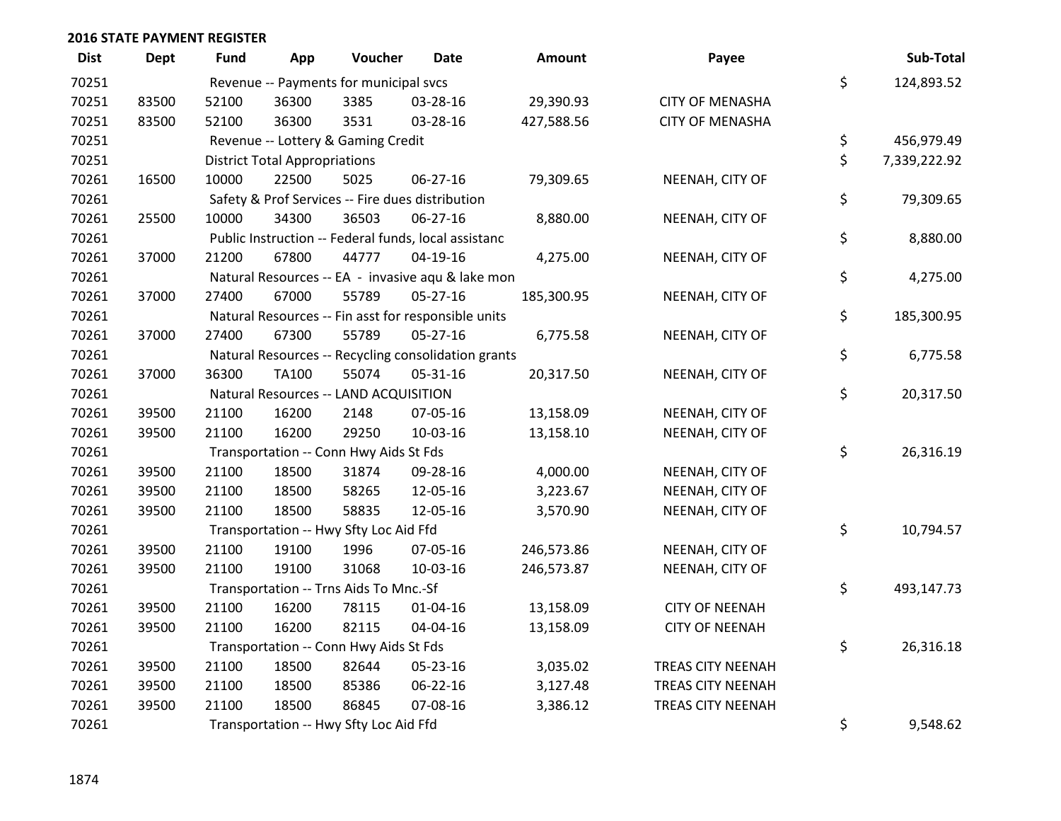## 2016 STATE PAYMENT REGISTER

| Dist | Dept | Fund | App | Voucher | Date | Amount | Payee | | Sub-Total |
|---|---|---|---|---|---|---|---|---|---|
| 70251 | | Revenue -- Payments for municipal svcs | | | | | | $ | 124,893.52 |
| 70251 | 83500 | 52100 | 36300 | 3385 | 03-28-16 | 29,390.93 | CITY OF MENASHA | | |
| 70251 | 83500 | 52100 | 36300 | 3531 | 03-28-16 | 427,588.56 | CITY OF MENASHA | | |
| 70251 | | Revenue -- Lottery & Gaming Credit | | | | | | $ | 456,979.49 |
| 70251 | | District Total Appropriations | | | | | | $ | 7,339,222.92 |
| 70261 | 16500 | 10000 | 22500 | 5025 | 06-27-16 | 79,309.65 | NEENAH, CITY OF | | |
| 70261 | | Safety & Prof Services -- Fire dues distribution | | | | | | $ | 79,309.65 |
| 70261 | 25500 | 10000 | 34300 | 36503 | 06-27-16 | 8,880.00 | NEENAH, CITY OF | | |
| 70261 | | Public Instruction -- Federal funds, local assistanc | | | | | | $ | 8,880.00 |
| 70261 | 37000 | 21200 | 67800 | 44777 | 04-19-16 | 4,275.00 | NEENAH, CITY OF | | |
| 70261 | | Natural Resources -- EA - invasive aqu & lake mon | | | | | | $ | 4,275.00 |
| 70261 | 37000 | 27400 | 67000 | 55789 | 05-27-16 | 185,300.95 | NEENAH, CITY OF | | |
| 70261 | | Natural Resources -- Fin asst for responsible units | | | | | | $ | 185,300.95 |
| 70261 | 37000 | 27400 | 67300 | 55789 | 05-27-16 | 6,775.58 | NEENAH, CITY OF | | |
| 70261 | | Natural Resources -- Recycling consolidation grants | | | | | | $ | 6,775.58 |
| 70261 | 37000 | 36300 | TA100 | 55074 | 05-31-16 | 20,317.50 | NEENAH, CITY OF | | |
| 70261 | | Natural Resources -- LAND ACQUISITION | | | | | | $ | 20,317.50 |
| 70261 | 39500 | 21100 | 16200 | 2148 | 07-05-16 | 13,158.09 | NEENAH, CITY OF | | |
| 70261 | 39500 | 21100 | 16200 | 29250 | 10-03-16 | 13,158.10 | NEENAH, CITY OF | | |
| 70261 | | Transportation -- Conn Hwy Aids St Fds | | | | | | $ | 26,316.19 |
| 70261 | 39500 | 21100 | 18500 | 31874 | 09-28-16 | 4,000.00 | NEENAH, CITY OF | | |
| 70261 | 39500 | 21100 | 18500 | 58265 | 12-05-16 | 3,223.67 | NEENAH, CITY OF | | |
| 70261 | 39500 | 21100 | 18500 | 58835 | 12-05-16 | 3,570.90 | NEENAH, CITY OF | | |
| 70261 | | Transportation -- Hwy Sfty Loc Aid Ffd | | | | | | $ | 10,794.57 |
| 70261 | 39500 | 21100 | 19100 | 1996 | 07-05-16 | 246,573.86 | NEENAH, CITY OF | | |
| 70261 | 39500 | 21100 | 19100 | 31068 | 10-03-16 | 246,573.87 | NEENAH, CITY OF | | |
| 70261 | | Transportation -- Trns Aids To Mnc.-Sf | | | | | | $ | 493,147.73 |
| 70261 | 39500 | 21100 | 16200 | 78115 | 01-04-16 | 13,158.09 | CITY OF NEENAH | | |
| 70261 | 39500 | 21100 | 16200 | 82115 | 04-04-16 | 13,158.09 | CITY OF NEENAH | | |
| 70261 | | Transportation -- Conn Hwy Aids St Fds | | | | | | $ | 26,316.18 |
| 70261 | 39500 | 21100 | 18500 | 82644 | 05-23-16 | 3,035.02 | TREAS CITY NEENAH | | |
| 70261 | 39500 | 21100 | 18500 | 85386 | 06-22-16 | 3,127.48 | TREAS CITY NEENAH | | |
| 70261 | 39500 | 21100 | 18500 | 86845 | 07-08-16 | 3,386.12 | TREAS CITY NEENAH | | |
| 70261 | | Transportation -- Hwy Sfty Loc Aid Ffd | | | | | | $ | 9,548.62 |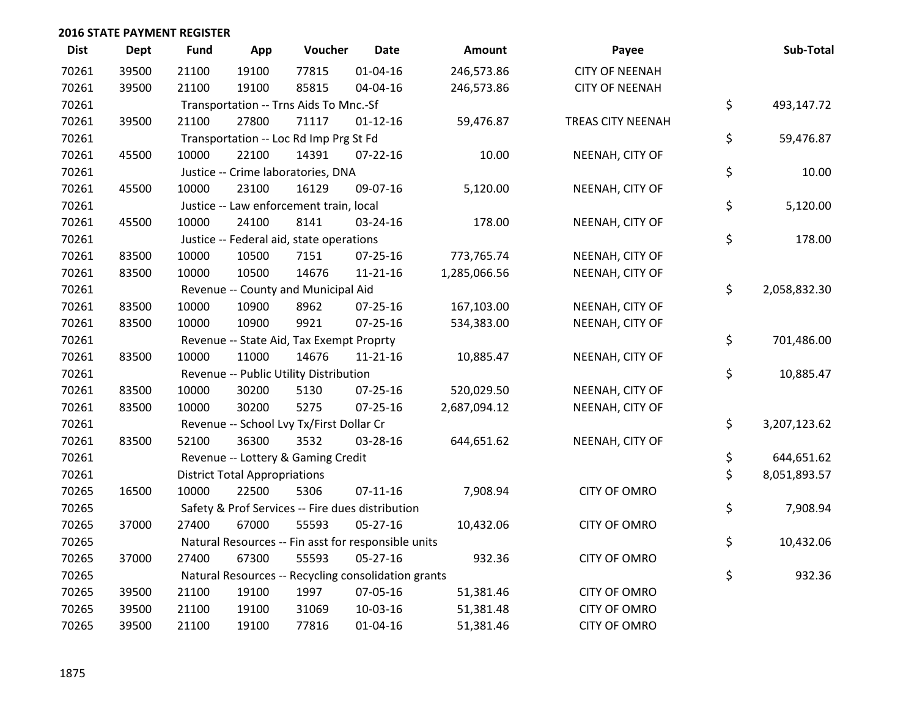## 2016 STATE PAYMENT REGISTER

| Dist | Dept | Fund | App | Voucher | Date | Amount | Payee | Sub-Total |
|---|---|---|---|---|---|---|---|---|
| 70261 | 39500 | 21100 | 19100 | 77815 | 01-04-16 | 246,573.86 | CITY OF NEENAH | |
| 70261 | 39500 | 21100 | 19100 | 85815 | 04-04-16 | 246,573.86 | CITY OF NEENAH | |
| 70261 | | Transportation -- Trns Aids To Mnc.-Sf | | | | | | $ 493,147.72 |
| 70261 | 39500 | 21100 | 27800 | 71117 | 01-12-16 | 59,476.87 | TREAS CITY NEENAH | |
| 70261 | | Transportation -- Loc Rd Imp Prg St Fd | | | | | | $ 59,476.87 |
| 70261 | 45500 | 10000 | 22100 | 14391 | 07-22-16 | 10.00 | NEENAH, CITY OF | |
| 70261 | | Justice -- Crime laboratories, DNA | | | | | | $ 10.00 |
| 70261 | 45500 | 10000 | 23100 | 16129 | 09-07-16 | 5,120.00 | NEENAH, CITY OF | |
| 70261 | | Justice -- Law enforcement train, local | | | | | | $ 5,120.00 |
| 70261 | 45500 | 10000 | 24100 | 8141 | 03-24-16 | 178.00 | NEENAH, CITY OF | |
| 70261 | | Justice -- Federal aid, state operations | | | | | | $ 178.00 |
| 70261 | 83500 | 10000 | 10500 | 7151 | 07-25-16 | 773,765.74 | NEENAH, CITY OF | |
| 70261 | 83500 | 10000 | 10500 | 14676 | 11-21-16 | 1,285,066.56 | NEENAH, CITY OF | |
| 70261 | | Revenue -- County and Municipal Aid | | | | | | $ 2,058,832.30 |
| 70261 | 83500 | 10000 | 10900 | 8962 | 07-25-16 | 167,103.00 | NEENAH, CITY OF | |
| 70261 | 83500 | 10000 | 10900 | 9921 | 07-25-16 | 534,383.00 | NEENAH, CITY OF | |
| 70261 | | Revenue -- State Aid, Tax Exempt Proprty | | | | | | $ 701,486.00 |
| 70261 | 83500 | 10000 | 11000 | 14676 | 11-21-16 | 10,885.47 | NEENAH, CITY OF | |
| 70261 | | Revenue -- Public Utility Distribution | | | | | | $ 10,885.47 |
| 70261 | 83500 | 10000 | 30200 | 5130 | 07-25-16 | 520,029.50 | NEENAH, CITY OF | |
| 70261 | 83500 | 10000 | 30200 | 5275 | 07-25-16 | 2,687,094.12 | NEENAH, CITY OF | |
| 70261 | | Revenue -- School Lvy Tx/First Dollar Cr | | | | | | $ 3,207,123.62 |
| 70261 | 83500 | 52100 | 36300 | 3532 | 03-28-16 | 644,651.62 | NEENAH, CITY OF | |
| 70261 | | Revenue -- Lottery & Gaming Credit | | | | | | $ 644,651.62 |
| 70261 | | District Total Appropriations | | | | | | $ 8,051,893.57 |
| 70265 | 16500 | 10000 | 22500 | 5306 | 07-11-16 | 7,908.94 | CITY OF OMRO | |
| 70265 | | Safety & Prof Services -- Fire dues distribution | | | | | | $ 7,908.94 |
| 70265 | 37000 | 27400 | 67000 | 55593 | 05-27-16 | 10,432.06 | CITY OF OMRO | |
| 70265 | | Natural Resources -- Fin asst for responsible units | | | | | | $ 10,432.06 |
| 70265 | 37000 | 27400 | 67300 | 55593 | 05-27-16 | 932.36 | CITY OF OMRO | |
| 70265 | | Natural Resources -- Recycling consolidation grants | | | | | | $ 932.36 |
| 70265 | 39500 | 21100 | 19100 | 1997 | 07-05-16 | 51,381.46 | CITY OF OMRO | |
| 70265 | 39500 | 21100 | 19100 | 31069 | 10-03-16 | 51,381.48 | CITY OF OMRO | |
| 70265 | 39500 | 21100 | 19100 | 77816 | 01-04-16 | 51,381.46 | CITY OF OMRO | |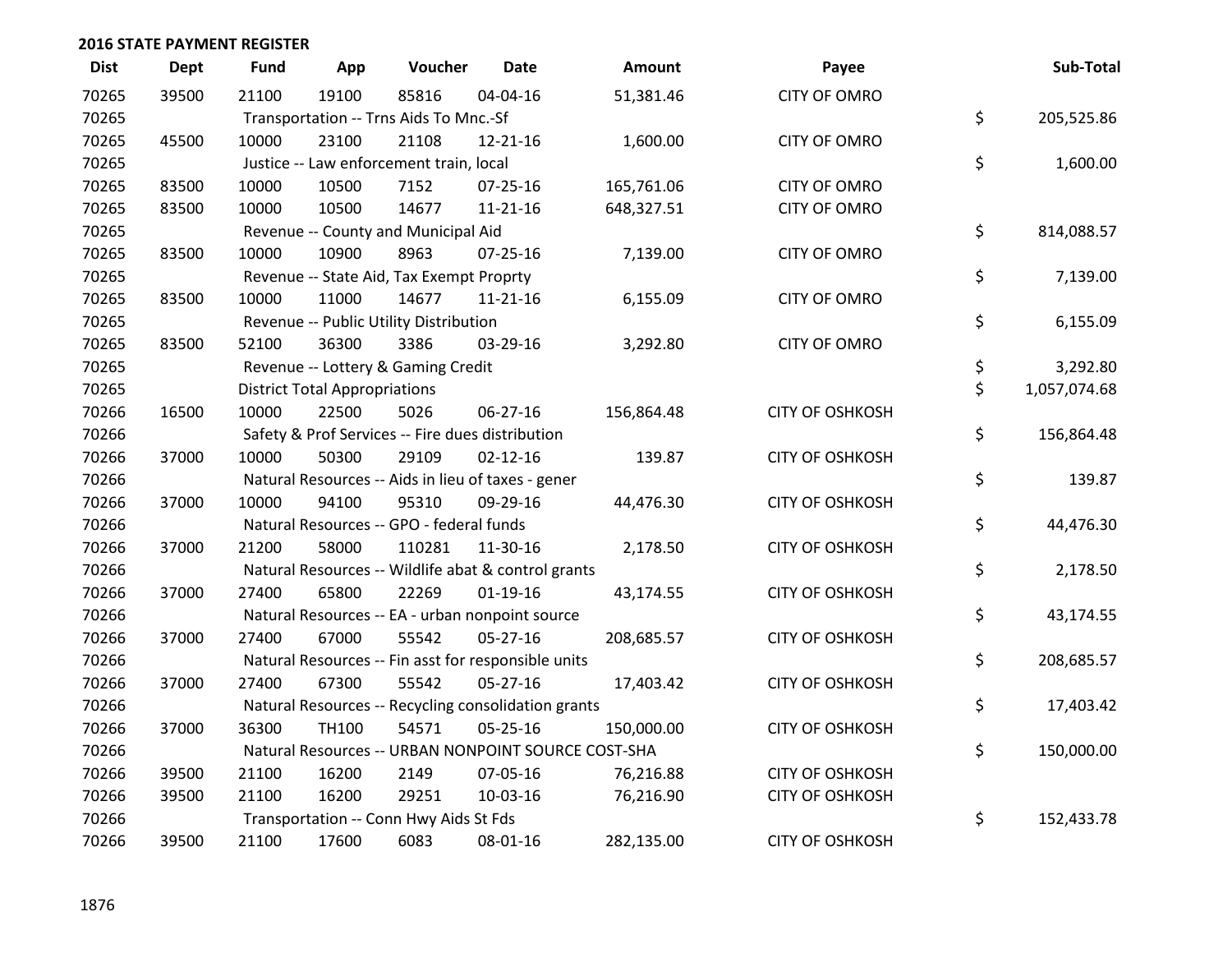## 2016 STATE PAYMENT REGISTER

| Dist | Dept | Fund | App | Voucher | Date | Amount | Payee | Sub-Total |
|---|---|---|---|---|---|---|---|---|
| 70265 | 39500 | 21100 | 19100 | 85816 | 04-04-16 | 51,381.46 | CITY OF OMRO | |
| 70265 | | Transportation -- Trns Aids To Mnc.-Sf | | | | | | $ 205,525.86 |
| 70265 | 45500 | 10000 | 23100 | 21108 | 12-21-16 | 1,600.00 | CITY OF OMRO | |
| 70265 | | Justice -- Law enforcement train, local | | | | | | $ 1,600.00 |
| 70265 | 83500 | 10000 | 10500 | 7152 | 07-25-16 | 165,761.06 | CITY OF OMRO | |
| 70265 | 83500 | 10000 | 10500 | 14677 | 11-21-16 | 648,327.51 | CITY OF OMRO | |
| 70265 | | Revenue -- County and Municipal Aid | | | | | | $ 814,088.57 |
| 70265 | 83500 | 10000 | 10900 | 8963 | 07-25-16 | 7,139.00 | CITY OF OMRO | |
| 70265 | | Revenue -- State Aid, Tax Exempt Proprty | | | | | | $ 7,139.00 |
| 70265 | 83500 | 10000 | 11000 | 14677 | 11-21-16 | 6,155.09 | CITY OF OMRO | |
| 70265 | | Revenue -- Public Utility Distribution | | | | | | $ 6,155.09 |
| 70265 | 83500 | 52100 | 36300 | 3386 | 03-29-16 | 3,292.80 | CITY OF OMRO | |
| 70265 | | Revenue -- Lottery & Gaming Credit | | | | | | $ 3,292.80 |
| 70265 | | District Total Appropriations | | | | | | $ 1,057,074.68 |
| 70266 | 16500 | 10000 | 22500 | 5026 | 06-27-16 | 156,864.48 | CITY OF OSHKOSH | |
| 70266 | | Safety & Prof Services -- Fire dues distribution | | | | | | $ 156,864.48 |
| 70266 | 37000 | 10000 | 50300 | 29109 | 02-12-16 | 139.87 | CITY OF OSHKOSH | |
| 70266 | | Natural Resources -- Aids in lieu of taxes - gener | | | | | | $ 139.87 |
| 70266 | 37000 | 10000 | 94100 | 95310 | 09-29-16 | 44,476.30 | CITY OF OSHKOSH | |
| 70266 | | Natural Resources -- GPO - federal funds | | | | | | $ 44,476.30 |
| 70266 | 37000 | 21200 | 58000 | 110281 | 11-30-16 | 2,178.50 | CITY OF OSHKOSH | |
| 70266 | | Natural Resources -- Wildlife abat & control grants | | | | | | $ 2,178.50 |
| 70266 | 37000 | 27400 | 65800 | 22269 | 01-19-16 | 43,174.55 | CITY OF OSHKOSH | |
| 70266 | | Natural Resources -- EA - urban nonpoint source | | | | | | $ 43,174.55 |
| 70266 | 37000 | 27400 | 67000 | 55542 | 05-27-16 | 208,685.57 | CITY OF OSHKOSH | |
| 70266 | | Natural Resources -- Fin asst for responsible units | | | | | | $ 208,685.57 |
| 70266 | 37000 | 27400 | 67300 | 55542 | 05-27-16 | 17,403.42 | CITY OF OSHKOSH | |
| 70266 | | Natural Resources -- Recycling consolidation grants | | | | | | $ 17,403.42 |
| 70266 | 37000 | 36300 | TH100 | 54571 | 05-25-16 | 150,000.00 | CITY OF OSHKOSH | |
| 70266 | | Natural Resources -- URBAN NONPOINT SOURCE COST-SHA | | | | | | $ 150,000.00 |
| 70266 | 39500 | 21100 | 16200 | 2149 | 07-05-16 | 76,216.88 | CITY OF OSHKOSH | |
| 70266 | 39500 | 21100 | 16200 | 29251 | 10-03-16 | 76,216.90 | CITY OF OSHKOSH | |
| 70266 | | Transportation -- Conn Hwy Aids St Fds | | | | | | $ 152,433.78 |
| 70266 | 39500 | 21100 | 17600 | 6083 | 08-01-16 | 282,135.00 | CITY OF OSHKOSH | |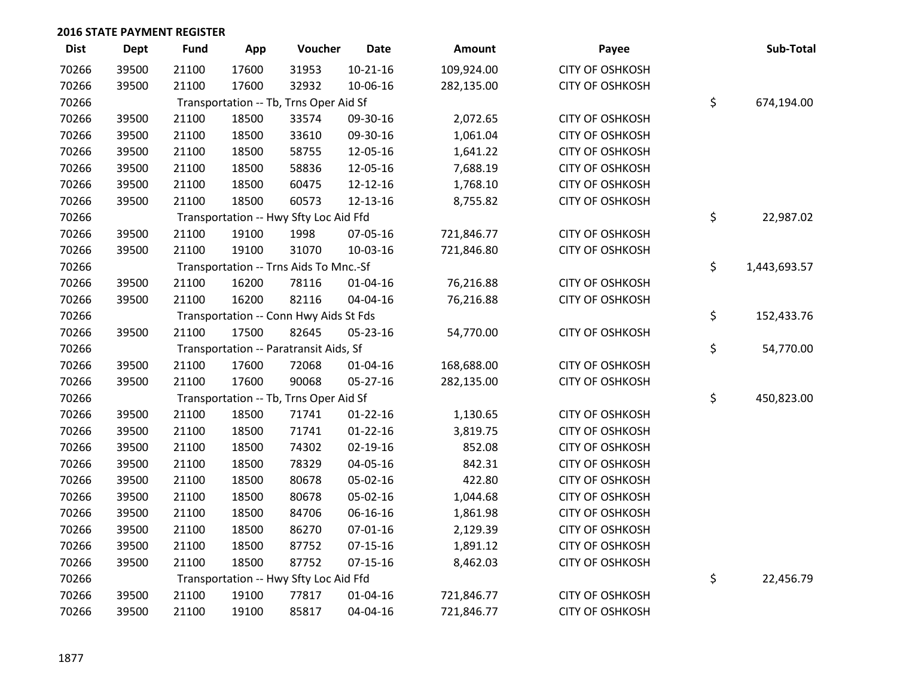## 2016 STATE PAYMENT REGISTER

| Dist | Dept | Fund | App | Voucher | Date | Amount | Payee | Sub-Total |
|---|---|---|---|---|---|---|---|---|
| 70266 | 39500 | 21100 | 17600 | 31953 | 10-21-16 | 109,924.00 | CITY OF OSHKOSH | |
| 70266 | 39500 | 21100 | 17600 | 32932 | 10-06-16 | 282,135.00 | CITY OF OSHKOSH | |
| 70266 | | Transportation -- Tb, Trns Oper Aid Sf | | | | | | $ 674,194.00 |
| 70266 | 39500 | 21100 | 18500 | 33574 | 09-30-16 | 2,072.65 | CITY OF OSHKOSH | |
| 70266 | 39500 | 21100 | 18500 | 33610 | 09-30-16 | 1,061.04 | CITY OF OSHKOSH | |
| 70266 | 39500 | 21100 | 18500 | 58755 | 12-05-16 | 1,641.22 | CITY OF OSHKOSH | |
| 70266 | 39500 | 21100 | 18500 | 58836 | 12-05-16 | 7,688.19 | CITY OF OSHKOSH | |
| 70266 | 39500 | 21100 | 18500 | 60475 | 12-12-16 | 1,768.10 | CITY OF OSHKOSH | |
| 70266 | 39500 | 21100 | 18500 | 60573 | 12-13-16 | 8,755.82 | CITY OF OSHKOSH | |
| 70266 | | Transportation -- Hwy Sfty Loc Aid Ffd | | | | | | $ 22,987.02 |
| 70266 | 39500 | 21100 | 19100 | 1998 | 07-05-16 | 721,846.77 | CITY OF OSHKOSH | |
| 70266 | 39500 | 21100 | 19100 | 31070 | 10-03-16 | 721,846.80 | CITY OF OSHKOSH | |
| 70266 | | Transportation -- Trns Aids To Mnc.-Sf | | | | | | $ 1,443,693.57 |
| 70266 | 39500 | 21100 | 16200 | 78116 | 01-04-16 | 76,216.88 | CITY OF OSHKOSH | |
| 70266 | 39500 | 21100 | 16200 | 82116 | 04-04-16 | 76,216.88 | CITY OF OSHKOSH | |
| 70266 | | Transportation -- Conn Hwy Aids St Fds | | | | | | $ 152,433.76 |
| 70266 | 39500 | 21100 | 17500 | 82645 | 05-23-16 | 54,770.00 | CITY OF OSHKOSH | |
| 70266 | | Transportation -- Paratransit Aids, Sf | | | | | | $ 54,770.00 |
| 70266 | 39500 | 21100 | 17600 | 72068 | 01-04-16 | 168,688.00 | CITY OF OSHKOSH | |
| 70266 | 39500 | 21100 | 17600 | 90068 | 05-27-16 | 282,135.00 | CITY OF OSHKOSH | |
| 70266 | | Transportation -- Tb, Trns Oper Aid Sf | | | | | | $ 450,823.00 |
| 70266 | 39500 | 21100 | 18500 | 71741 | 01-22-16 | 1,130.65 | CITY OF OSHKOSH | |
| 70266 | 39500 | 21100 | 18500 | 71741 | 01-22-16 | 3,819.75 | CITY OF OSHKOSH | |
| 70266 | 39500 | 21100 | 18500 | 74302 | 02-19-16 | 852.08 | CITY OF OSHKOSH | |
| 70266 | 39500 | 21100 | 18500 | 78329 | 04-05-16 | 842.31 | CITY OF OSHKOSH | |
| 70266 | 39500 | 21100 | 18500 | 80678 | 05-02-16 | 422.80 | CITY OF OSHKOSH | |
| 70266 | 39500 | 21100 | 18500 | 80678 | 05-02-16 | 1,044.68 | CITY OF OSHKOSH | |
| 70266 | 39500 | 21100 | 18500 | 84706 | 06-16-16 | 1,861.98 | CITY OF OSHKOSH | |
| 70266 | 39500 | 21100 | 18500 | 86270 | 07-01-16 | 2,129.39 | CITY OF OSHKOSH | |
| 70266 | 39500 | 21100 | 18500 | 87752 | 07-15-16 | 1,891.12 | CITY OF OSHKOSH | |
| 70266 | 39500 | 21100 | 18500 | 87752 | 07-15-16 | 8,462.03 | CITY OF OSHKOSH | |
| 70266 | | Transportation -- Hwy Sfty Loc Aid Ffd | | | | | | $ 22,456.79 |
| 70266 | 39500 | 21100 | 19100 | 77817 | 01-04-16 | 721,846.77 | CITY OF OSHKOSH | |
| 70266 | 39500 | 21100 | 19100 | 85817 | 04-04-16 | 721,846.77 | CITY OF OSHKOSH | |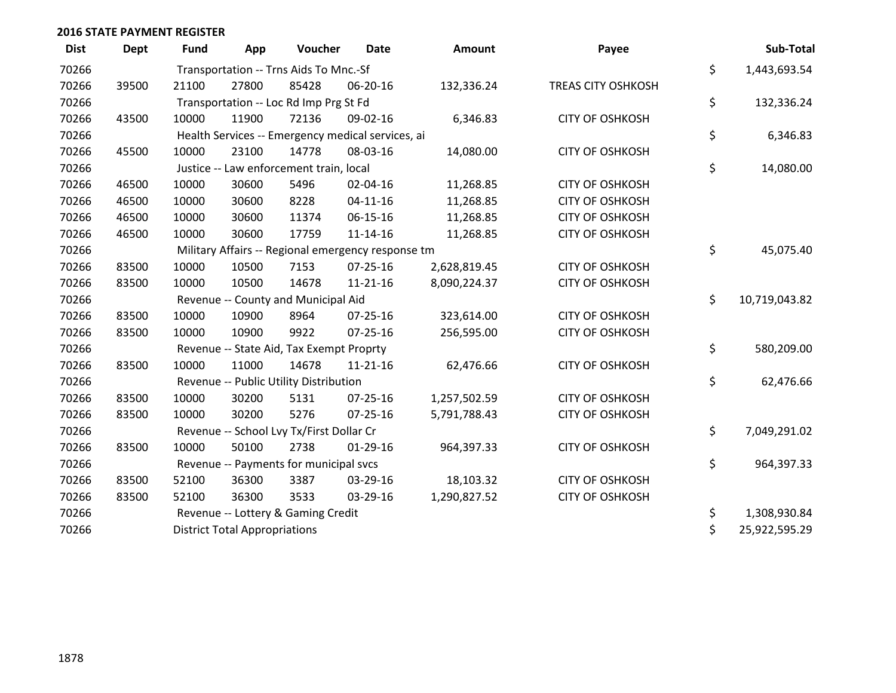**2016 STATE PAYMENT REGISTER**

| Dist | Dept | Fund | App | Voucher | Date | Amount | Payee | | Sub-Total |
|---|---|---|---|---|---|---|---|---|---|
| 70266 | | Transportation -- Trns Aids To Mnc.-Sf | | | | | | $ | 1,443,693.54 |
| 70266 | 39500 | 21100 | 27800 | 85428 | 06-20-16 | 132,336.24 | TREAS CITY OSHKOSH | | |
| 70266 | | Transportation -- Loc Rd Imp Prg St Fd | | | | | | $ | 132,336.24 |
| 70266 | 43500 | 10000 | 11900 | 72136 | 09-02-16 | 6,346.83 | CITY OF OSHKOSH | | |
| 70266 | | Health Services -- Emergency medical services, ai | | | | | | $ | 6,346.83 |
| 70266 | 45500 | 10000 | 23100 | 14778 | 08-03-16 | 14,080.00 | CITY OF OSHKOSH | | |
| 70266 | | Justice -- Law enforcement train, local | | | | | | $ | 14,080.00 |
| 70266 | 46500 | 10000 | 30600 | 5496 | 02-04-16 | 11,268.85 | CITY OF OSHKOSH | | |
| 70266 | 46500 | 10000 | 30600 | 8228 | 04-11-16 | 11,268.85 | CITY OF OSHKOSH | | |
| 70266 | 46500 | 10000 | 30600 | 11374 | 06-15-16 | 11,268.85 | CITY OF OSHKOSH | | |
| 70266 | 46500 | 10000 | 30600 | 17759 | 11-14-16 | 11,268.85 | CITY OF OSHKOSH | | |
| 70266 | | Military Affairs -- Regional emergency response tm | | | | | | $ | 45,075.40 |
| 70266 | 83500 | 10000 | 10500 | 7153 | 07-25-16 | 2,628,819.45 | CITY OF OSHKOSH | | |
| 70266 | 83500 | 10000 | 10500 | 14678 | 11-21-16 | 8,090,224.37 | CITY OF OSHKOSH | | |
| 70266 | | Revenue -- County and Municipal Aid | | | | | | $ | 10,719,043.82 |
| 70266 | 83500 | 10000 | 10900 | 8964 | 07-25-16 | 323,614.00 | CITY OF OSHKOSH | | |
| 70266 | 83500 | 10000 | 10900 | 9922 | 07-25-16 | 256,595.00 | CITY OF OSHKOSH | | |
| 70266 | | Revenue -- State Aid, Tax Exempt Proprty | | | | | | $ | 580,209.00 |
| 70266 | 83500 | 10000 | 11000 | 14678 | 11-21-16 | 62,476.66 | CITY OF OSHKOSH | | |
| 70266 | | Revenue -- Public Utility Distribution | | | | | | $ | 62,476.66 |
| 70266 | 83500 | 10000 | 30200 | 5131 | 07-25-16 | 1,257,502.59 | CITY OF OSHKOSH | | |
| 70266 | 83500 | 10000 | 30200 | 5276 | 07-25-16 | 5,791,788.43 | CITY OF OSHKOSH | | |
| 70266 | | Revenue -- School Lvy Tx/First Dollar Cr | | | | | | $ | 7,049,291.02 |
| 70266 | 83500 | 10000 | 50100 | 2738 | 01-29-16 | 964,397.33 | CITY OF OSHKOSH | | |
| 70266 | | Revenue -- Payments for municipal svcs | | | | | | $ | 964,397.33 |
| 70266 | 83500 | 52100 | 36300 | 3387 | 03-29-16 | 18,103.32 | CITY OF OSHKOSH | | |
| 70266 | 83500 | 52100 | 36300 | 3533 | 03-29-16 | 1,290,827.52 | CITY OF OSHKOSH | | |
| 70266 | | Revenue -- Lottery & Gaming Credit | | | | | | $ | 1,308,930.84 |
| 70266 | | District Total Appropriations | | | | | | $ | 25,922,595.29 |